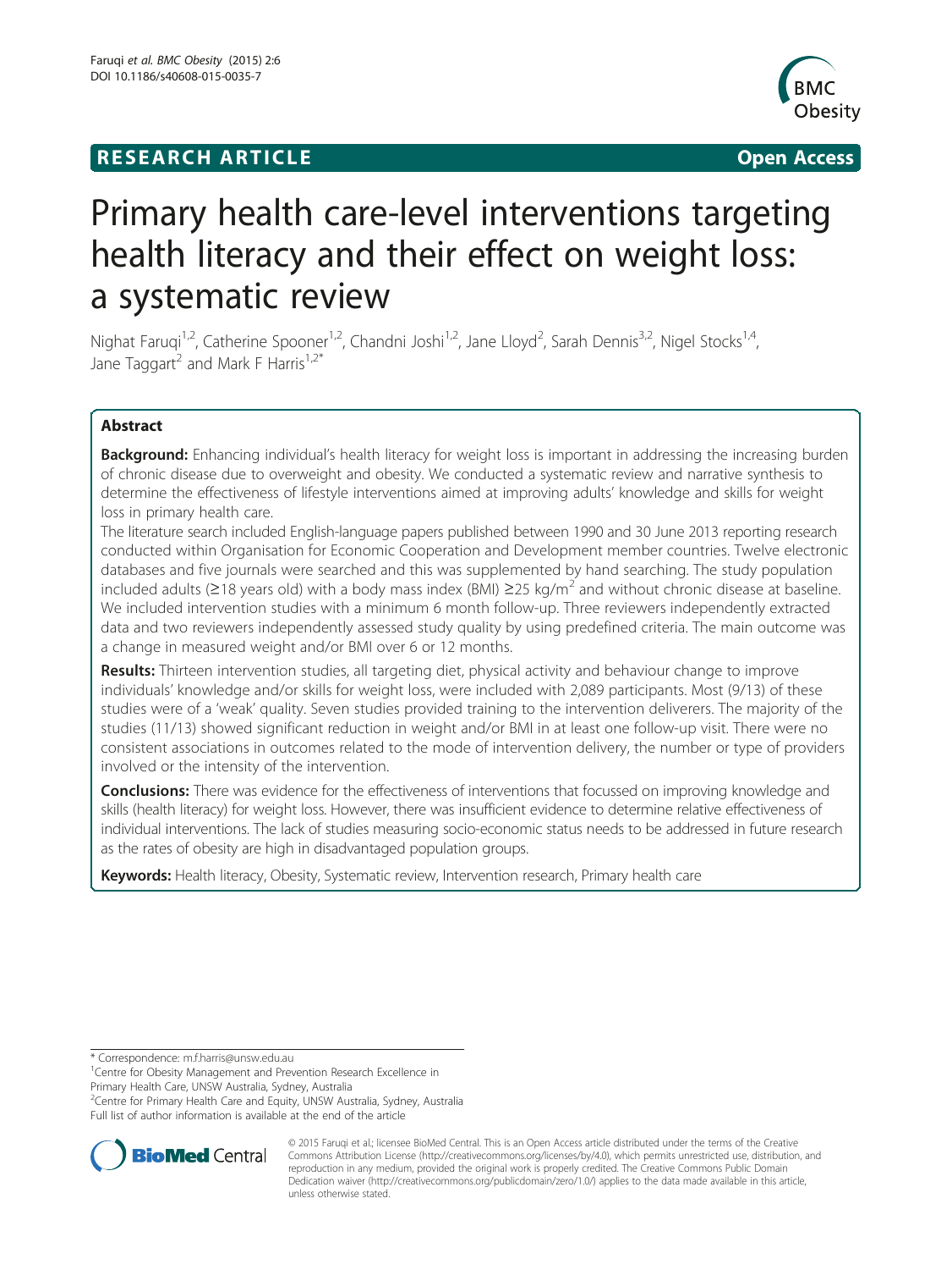RESEARCH ARTICLE Open Access

# Primary health care-level interventions targeting health literacy and their effect on weight loss: a systematic review

Nighat Faruqi[1,2], Catherine Spooner[1,2], Chandni Joshi[1,2], Jane Lloyd[2], Sarah Dennis[3,2], Nigel Stocks[1,4], Jane Taggart[2] and Mark F Harris[1,2*]

## Abstract

**Background:** Enhancing individual's health literacy for weight loss is important in addressing the increasing burden of chronic disease due to overweight and obesity. We conducted a systematic review and narrative synthesis to determine the effectiveness of lifestyle interventions aimed at improving adults' knowledge and skills for weight loss in primary health care.

The literature search included English-language papers published between 1990 and 30 June 2013 reporting research conducted within Organisation for Economic Cooperation and Development member countries. Twelve electronic databases and five journals were searched and this was supplemented by hand searching. The study population included adults (≥18 years old) with a body mass index (BMI) ≥25 kg/m$^2$ and without chronic disease at baseline. We included intervention studies with a minimum 6 month follow-up. Three reviewers independently extracted data and two reviewers independently assessed study quality by using predefined criteria. The main outcome was a change in measured weight and/or BMI over 6 or 12 months.

**Results:** Thirteen intervention studies, all targeting diet, physical activity and behaviour change to improve individuals' knowledge and/or skills for weight loss, were included with 2,089 participants. Most (9/13) of these studies were of a 'weak' quality. Seven studies provided training to the intervention deliverers. The majority of the studies (11/13) showed significant reduction in weight and/or BMI in at least one follow-up visit. There were no consistent associations in outcomes related to the mode of intervention delivery, the number or type of providers involved or the intensity of the intervention.

**Conclusions:** There was evidence for the effectiveness of interventions that focussed on improving knowledge and skills (health literacy) for weight loss. However, there was insufficient evidence to determine relative effectiveness of individual interventions. The lack of studies measuring socio-economic status needs to be addressed in future research as the rates of obesity are high in disadvantaged population groups.

**Keywords:** Health literacy, Obesity, Systematic review, Intervention research, Primary health care

---

* Correspondence: m.f.harris@unsw.edu.au
[1]Centre for Obesity Management and Prevention Research Excellence in Primary Health Care, UNSW Australia, Sydney, Australia
[2]Centre for Primary Health Care and Equity, UNSW Australia, Sydney, Australia
Full list of author information is available at the end of the article

© 2015 Faruqi et al.; licensee BioMed Central. This is an Open Access article distributed under the terms of the Creative Commons Attribution License (http://creativecommons.org/licenses/by/4.0), which permits unrestricted use, distribution, and reproduction in any medium, provided the original work is properly credited. The Creative Commons Public Domain Dedication waiver (http://creativecommons.org/publicdomain/zero/1.0/) applies to the data made available in this article, unless otherwise stated.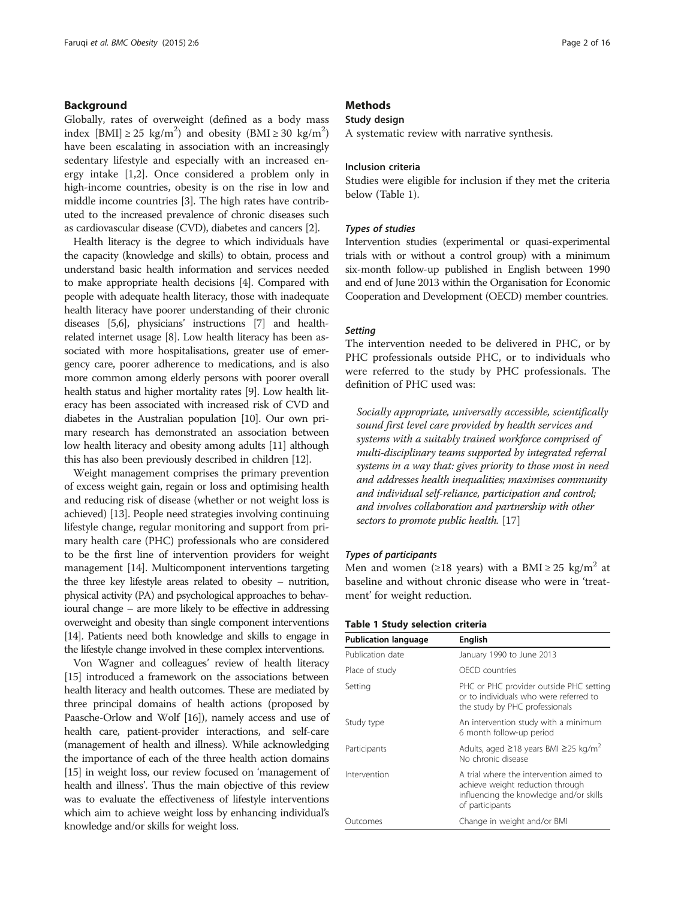## Background

Globally, rates of overweight (defined as a body mass index [BMI] ≥ 25 $kg/m^2$) and obesity (BMI ≥ 30 $kg/m^2$) have been escalating in association with an increasingly sedentary lifestyle and especially with an increased energy intake [1,2]. Once considered a problem only in high-income countries, obesity is on the rise in low and middle income countries [3]. The high rates have contributed to the increased prevalence of chronic diseases such as cardiovascular disease (CVD), diabetes and cancers [2].

Health literacy is the degree to which individuals have the capacity (knowledge and skills) to obtain, process and understand basic health information and services needed to make appropriate health decisions [4]. Compared with people with adequate health literacy, those with inadequate health literacy have poorer understanding of their chronic diseases [5,6], physicians' instructions [7] and health-related internet usage [8]. Low health literacy has been associated with more hospitalisations, greater use of emergency care, poorer adherence to medications, and is also more common among elderly persons with poorer overall health status and higher mortality rates [9]. Low health literacy has been associated with increased risk of CVD and diabetes in the Australian population [10]. Our own primary research has demonstrated an association between low health literacy and obesity among adults [11] although this has also been previously described in children [12].

Weight management comprises the primary prevention of excess weight gain, regain or loss and optimising health and reducing risk of disease (whether or not weight loss is achieved) [13]. People need strategies involving continuing lifestyle change, regular monitoring and support from primary health care (PHC) professionals who are considered to be the first line of intervention providers for weight management [14]. Multicomponent interventions targeting the three key lifestyle areas related to obesity – nutrition, physical activity (PA) and psychological approaches to behavioural change – are more likely to be effective in addressing overweight and obesity than single component interventions [14]. Patients need both knowledge and skills to engage in the lifestyle change involved in these complex interventions.

Von Wagner and colleagues' review of health literacy [15] introduced a framework on the associations between health literacy and health outcomes. These are mediated by three principal domains of health actions (proposed by Paasche-Orlow and Wolf [16]), namely access and use of health care, patient-provider interactions, and self-care (management of health and illness). While acknowledging the importance of each of the three health action domains [15] in weight loss, our review focused on 'management of health and illness'. Thus the main objective of this review was to evaluate the effectiveness of lifestyle interventions which aim to achieve weight loss by enhancing individual's knowledge and/or skills for weight loss.

## Methods

### Study design

A systematic review with narrative synthesis.

### Inclusion criteria

Studies were eligible for inclusion if they met the criteria below (Table 1).

#### *Types of studies*

Intervention studies (experimental or quasi-experimental trials with or without a control group) with a minimum six-month follow-up published in English between 1990 and end of June 2013 within the Organisation for Economic Cooperation and Development (OECD) member countries.

#### *Setting*

The intervention needed to be delivered in PHC, or by PHC professionals outside PHC, or to individuals who were referred to the study by PHC professionals. The definition of PHC used was:

> *Socially appropriate, universally accessible, scientifically sound first level care provided by health services and systems with a suitably trained workforce comprised of multi-disciplinary teams supported by integrated referral systems in a way that: gives priority to those most in need and addresses health inequalities; maximises community and individual self-reliance, participation and control; and involves collaboration and partnership with other sectors to promote public health.* [17]

#### *Types of participants*

Men and women (≥18 years) with a BMI ≥ 25 $kg/m^2$ at baseline and without chronic disease who were in 'treatment' for weight reduction.

**Table 1 Study selection criteria**

| Publication language | English |
|---|---|
| Publication date | January 1990 to June 2013 |
| Place of study | OECD countries |
| Setting | PHC or PHC provider outside PHC setting or to individuals who were referred to the study by PHC professionals |
| Study type | An intervention study with a minimum 6 month follow-up period |
| Participants | Adults, aged ≥18 years BMI ≥25 $kg/m^2$ No chronic disease |
| Intervention | A trial where the intervention aimed to achieve weight reduction through influencing the knowledge and/or skills of participants |
| Outcomes | Change in weight and/or BMI |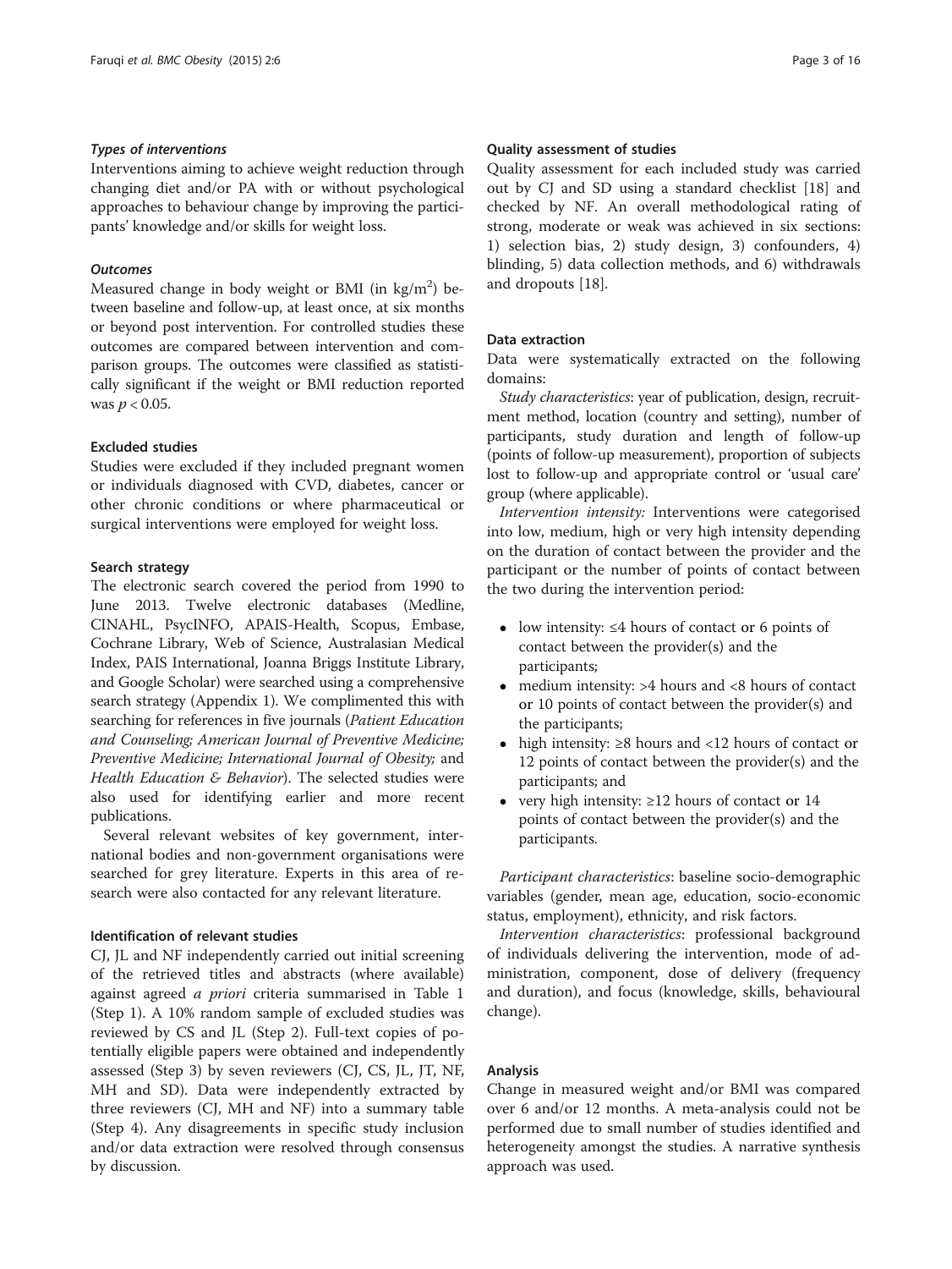### *Types of interventions*

Interventions aiming to achieve weight reduction through changing diet and/or PA with or without psychological approaches to behaviour change by improving the participants' knowledge and/or skills for weight loss.

### *Outcomes*

Measured change in body weight or BMI (in $kg/m^2$) between baseline and follow-up, at least once, at six months or beyond post intervention. For controlled studies these outcomes are compared between intervention and comparison groups. The outcomes were classified as statistically significant if the weight or BMI reduction reported was $p < 0.05$.

### Excluded studies

Studies were excluded if they included pregnant women or individuals diagnosed with CVD, diabetes, cancer or other chronic conditions or where pharmaceutical or surgical interventions were employed for weight loss.

### Search strategy

The electronic search covered the period from 1990 to June 2013. Twelve electronic databases (Medline, CINAHL, PsycINFO, APAIS-Health, Scopus, Embase, Cochrane Library, Web of Science, Australasian Medical Index, PAIS International, Joanna Briggs Institute Library, and Google Scholar) were searched using a comprehensive search strategy (Appendix 1). We complimented this with searching for references in five journals (*Patient Education and Counseling; American Journal of Preventive Medicine; Preventive Medicine; International Journal of Obesity;* and *Health Education & Behavior*). The selected studies were also used for identifying earlier and more recent publications.

Several relevant websites of key government, international bodies and non-government organisations were searched for grey literature. Experts in this area of research were also contacted for any relevant literature.

### Identification of relevant studies

CJ, JL and NF independently carried out initial screening of the retrieved titles and abstracts (where available) against agreed *a priori* criteria summarised in Table 1 (Step 1). A 10% random sample of excluded studies was reviewed by CS and JL (Step 2). Full-text copies of potentially eligible papers were obtained and independently assessed (Step 3) by seven reviewers (CJ, CS, JL, JT, NF, MH and SD). Data were independently extracted by three reviewers (CJ, MH and NF) into a summary table (Step 4). Any disagreements in specific study inclusion and/or data extraction were resolved through consensus by discussion.

### Quality assessment of studies

Quality assessment for each included study was carried out by CJ and SD using a standard checklist [18] and checked by NF. An overall methodological rating of strong, moderate or weak was achieved in six sections: 1) selection bias, 2) study design, 3) confounders, 4) blinding, 5) data collection methods, and 6) withdrawals and dropouts [18].

### Data extraction

Data were systematically extracted on the following domains:

*Study characteristics*: year of publication, design, recruitment method, location (country and setting), number of participants, study duration and length of follow-up (points of follow-up measurement), proportion of subjects lost to follow-up and appropriate control or 'usual care' group (where applicable).

*Intervention intensity:* Interventions were categorised into low, medium, high or very high intensity depending on the duration of contact between the provider and the participant or the number of points of contact between the two during the intervention period:

- low intensity: ≤4 hours of contact or 6 points of contact between the provider(s) and the participants;
- medium intensity: >4 hours and <8 hours of contact or 10 points of contact between the provider(s) and the participants;
- high intensity: ≥8 hours and <12 hours of contact or 12 points of contact between the provider(s) and the participants; and
- very high intensity: ≥12 hours of contact or 14 points of contact between the provider(s) and the participants.

*Participant characteristics*: baseline socio-demographic variables (gender, mean age, education, socio-economic status, employment), ethnicity, and risk factors.

*Intervention characteristics*: professional background of individuals delivering the intervention, mode of administration, component, dose of delivery (frequency and duration), and focus (knowledge, skills, behavioural change).

### Analysis

Change in measured weight and/or BMI was compared over 6 and/or 12 months. A meta-analysis could not be performed due to small number of studies identified and heterogeneity amongst the studies. A narrative synthesis approach was used.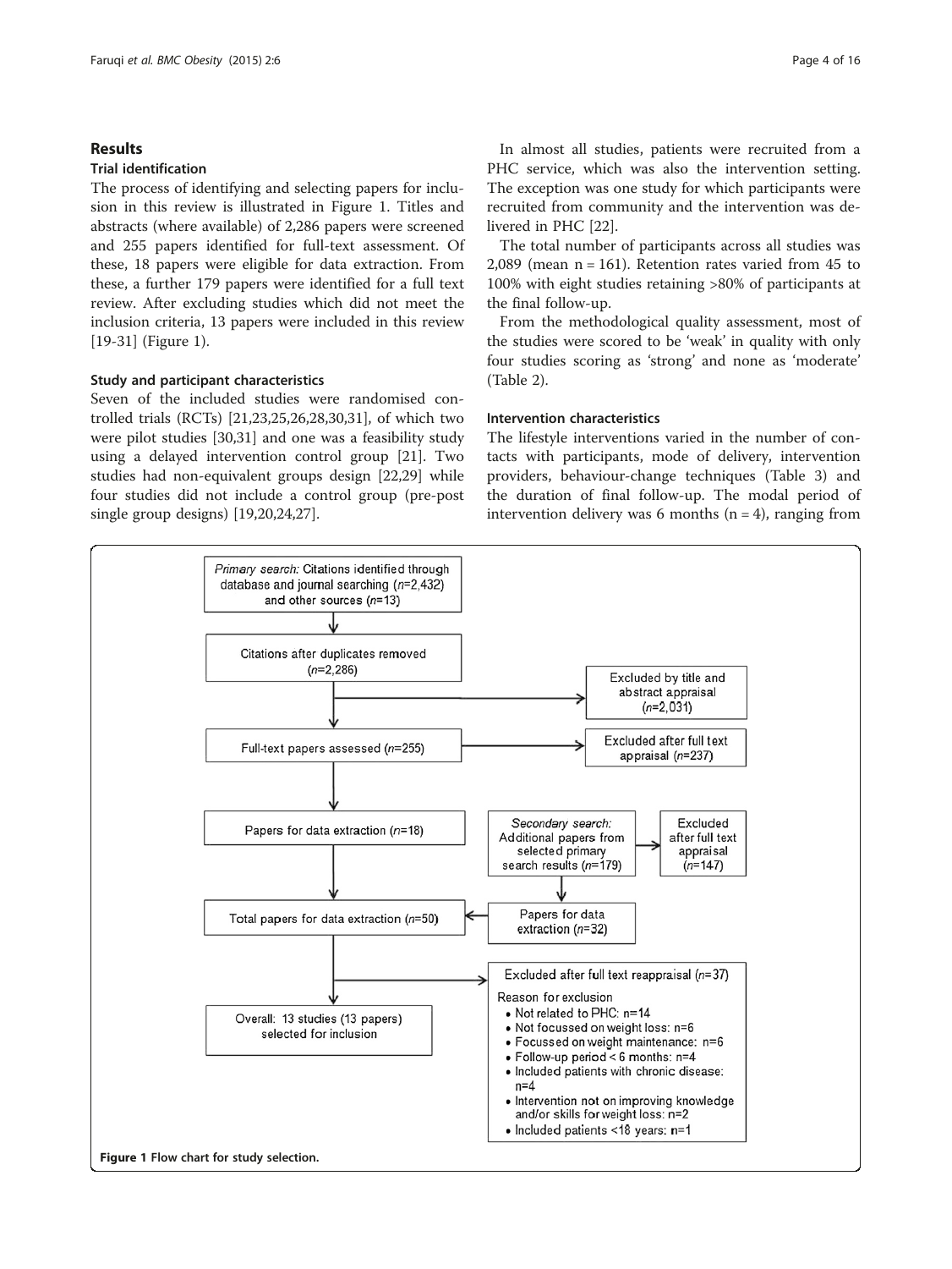## Results

### Trial identification

The process of identifying and selecting papers for inclusion in this review is illustrated in Figure 1. Titles and abstracts (where available) of 2,286 papers were screened and 255 papers identified for full-text assessment. Of these, 18 papers were eligible for data extraction. From these, a further 179 papers were identified for a full text review. After excluding studies which did not meet the inclusion criteria, 13 papers were included in this review [19-31] (Figure 1).

### Study and participant characteristics

Seven of the included studies were randomised controlled trials (RCTs) [21,23,25,26,28,30,31], of which two were pilot studies [30,31] and one was a feasibility study using a delayed intervention control group [21]. Two studies had non-equivalent groups design [22,29] while four studies did not include a control group (pre-post single group designs) [19,20,24,27].

In almost all studies, patients were recruited from a PHC service, which was also the intervention setting. The exception was one study for which participants were recruited from community and the intervention was delivered in PHC [22].

The total number of participants across all studies was 2,089 (mean n = 161). Retention rates varied from 45 to 100% with eight studies retaining >80% of participants at the final follow-up.

From the methodological quality assessment, most of the studies were scored to be 'weak' in quality with only four studies scoring as 'strong' and none as 'moderate' (Table 2).

### Intervention characteristics

The lifestyle interventions varied in the number of contacts with participants, mode of delivery, intervention providers, behaviour-change techniques (Table 3) and the duration of final follow-up. The modal period of intervention delivery was 6 months (n = 4), ranging from

*Primary search:* Citations identified through database and journal searching (*n*=2,432) and other sources (*n*=13)

Citations after duplicates removed (*n*=2,286)

Excluded by title and abstract appraisal (*n*=2,031)

Full-text papers assessed (*n*=255)

Excluded after full text appraisal (*n*=237)

Papers for data extraction (*n*=18)

*Secondary search:* Additional papers from selected primary search results (*n*=179)

Excluded after full text appraisal (*n*=147)

Papers for data extraction (*n*=32)

Total papers for data extraction (*n*=50)

Excluded after full text reappraisal (*n*=37)

Reason for exclusion
- Not related to PHC: n=14
- Not focussed on weight loss: n=6
- Focussed on weight maintenance: n=6
- Follow-up period < 6 months: n=4
- Included patients with chronic disease: n=4
- Intervention not on improving knowledge and/or skills for weight loss: n=2
- Included patients <18 years: n=1

Overall: 13 studies (13 papers) selected for inclusion

**Figure 1** Flow chart for study selection.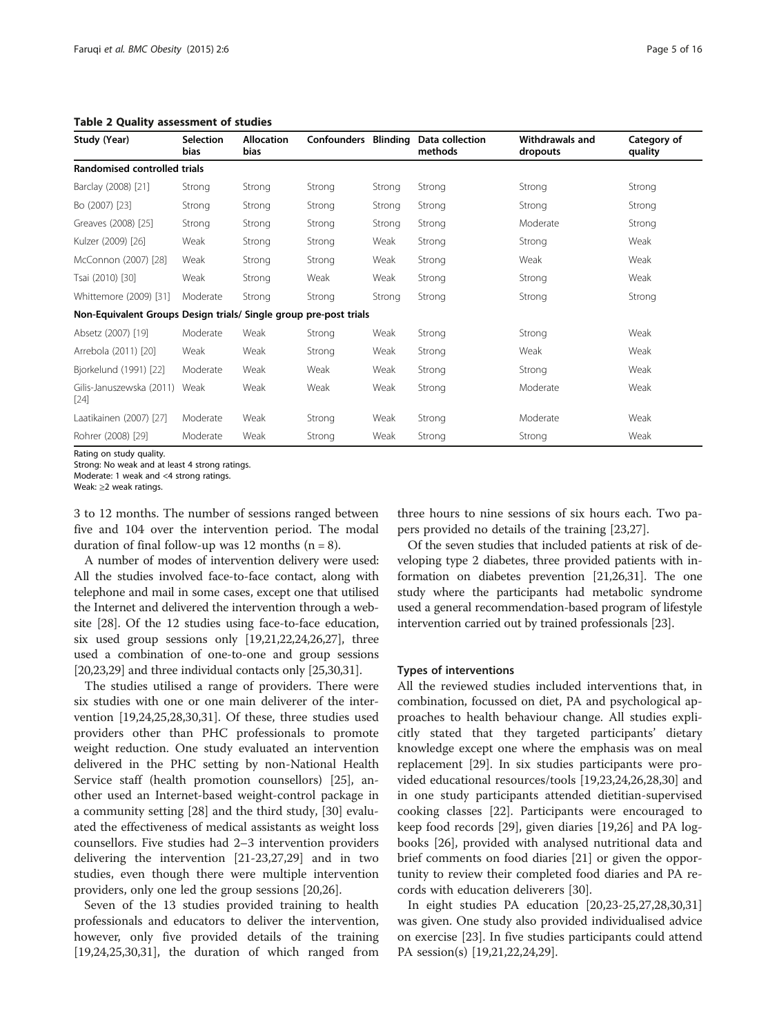**Table 2 Quality assessment of studies**

| Study (Year) | Selection bias | Allocation bias | Confounders | Blinding | Data collection methods | Withdrawals and dropouts | Category of quality |
|---|---|---|---|---|---|---|---|
| **Randomised controlled trials** | | | | | | | |
| Barclay (2008) [21] | Strong | Strong | Strong | Strong | Strong | Strong | Strong |
| Bo (2007) [23] | Strong | Strong | Strong | Strong | Strong | Strong | Strong |
| Greaves (2008) [25] | Strong | Strong | Strong | Strong | Strong | Moderate | Strong |
| Kulzer (2009) [26] | Weak | Strong | Strong | Weak | Strong | Strong | Weak |
| McConnon (2007) [28] | Weak | Strong | Strong | Weak | Strong | Weak | Weak |
| Tsai (2010) [30] | Weak | Strong | Weak | Weak | Strong | Strong | Weak |
| Whittemore (2009) [31] | Moderate | Strong | Strong | Strong | Strong | Strong | Strong |
| **Non-Equivalent Groups Design trials/ Single group pre-post trials** | | | | | | | |
| Absetz (2007) [19] | Moderate | Weak | Strong | Weak | Strong | Strong | Weak |
| Arrebola (2011) [20] | Weak | Weak | Strong | Weak | Strong | Weak | Weak |
| Bjorkelund (1991) [22] | Moderate | Weak | Weak | Weak | Strong | Strong | Weak |
| Gilis-Januszewska (2011) [24] | Weak | Weak | Weak | Weak | Strong | Moderate | Weak |
| Laatikainen (2007) [27] | Moderate | Weak | Strong | Weak | Strong | Moderate | Weak |
| Rohrer (2008) [29] | Moderate | Weak | Strong | Weak | Strong | Strong | Weak |

Rating on study quality.
Strong: No weak and at least 4 strong ratings.
Moderate: 1 weak and <4 strong ratings.
Weak: ≥2 weak ratings.

3 to 12 months. The number of sessions ranged between five and 104 over the intervention period. The modal duration of final follow-up was 12 months (n = 8).

A number of modes of intervention delivery were used: All the studies involved face-to-face contact, along with telephone and mail in some cases, except one that utilised the Internet and delivered the intervention through a website [28]. Of the 12 studies using face-to-face education, six used group sessions only [19,21,22,24,26,27], three used a combination of one-to-one and group sessions [20,23,29] and three individual contacts only [25,30,31].

The studies utilised a range of providers. There were six studies with one or one main deliverer of the intervention [19,24,25,28,30,31]. Of these, three studies used providers other than PHC professionals to promote weight reduction. One study evaluated an intervention delivered in the PHC setting by non-National Health Service staff (health promotion counsellors) [25], another used an Internet-based weight-control package in a community setting [28] and the third study, [30] evaluated the effectiveness of medical assistants as weight loss counsellors. Five studies had 2–3 intervention providers delivering the intervention [21-23,27,29] and in two studies, even though there were multiple intervention providers, only one led the group sessions [20,26].

Seven of the 13 studies provided training to health professionals and educators to deliver the intervention, however, only five provided details of the training [19,24,25,30,31], the duration of which ranged from three hours to nine sessions of six hours each. Two papers provided no details of the training [23,27].

Of the seven studies that included patients at risk of developing type 2 diabetes, three provided patients with information on diabetes prevention [21,26,31]. The one study where the participants had metabolic syndrome used a general recommendation-based program of lifestyle intervention carried out by trained professionals [23].

### Types of interventions

All the reviewed studies included interventions that, in combination, focussed on diet, PA and psychological approaches to health behaviour change. All studies explicitly stated that they targeted participants' dietary knowledge except one where the emphasis was on meal replacement [29]. In six studies participants were provided educational resources/tools [19,23,24,26,28,30] and in one study participants attended dietitian-supervised cooking classes [22]. Participants were encouraged to keep food records [29], given diaries [19,26] and PA logbooks [26], provided with analysed nutritional data and brief comments on food diaries [21] or given the opportunity to review their completed food diaries and PA records with education deliverers [30].

In eight studies PA education [20,23-25,27,28,30,31] was given. One study also provided individualised advice on exercise [23]. In five studies participants could attend PA session(s) [19,21,22,24,29].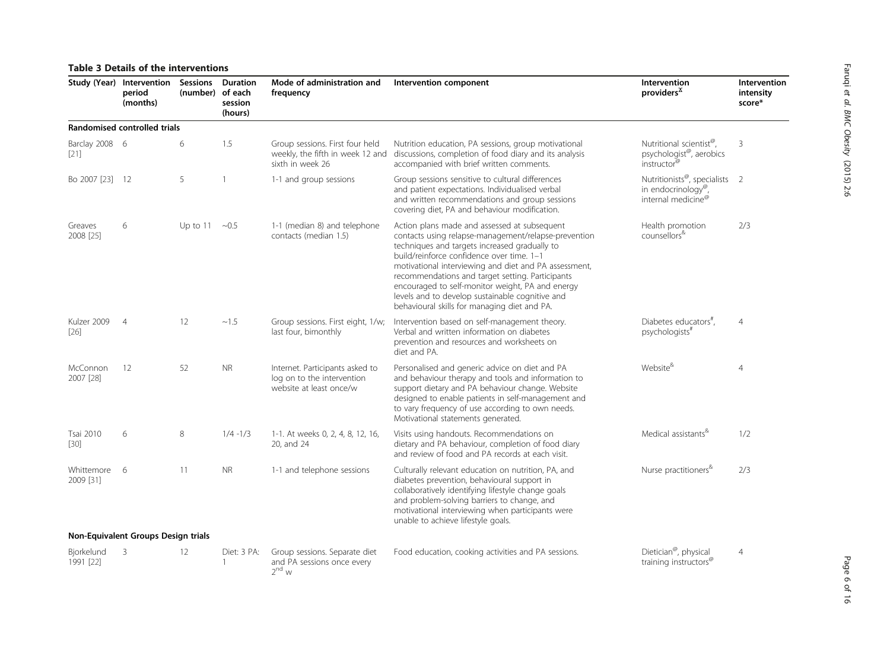**Table 3 Details of the interventions**

| Study (Year) | Intervention period (months) | Sessions (number) | Duration of each session (hours) | Mode of administration and frequency | Intervention component | Intervention providers[¥] | Intervention intensity score* |
|---|---|---|---|---|---|---|---|
| **Randomised controlled trials** | | | | | | | |
| Barclay 2008 [21] | 6 | 6 | 1.5 | Group sessions. First four held weekly, the fifth in week 12 and sixth in week 26 | Nutrition education, PA sessions, group motivational discussions, completion of food diary and its analysis accompanied with brief written comments. | Nutritional scientist[@], psychologist[@], aerobics instructor[@] | 3 |
| Bo 2007 [23] | 12 | 5 | 1 | 1-1 and group sessions | Group sessions sensitive to cultural differences and patient expectations. Individualised verbal and written recommendations and group sessions covering diet, PA and behaviour modification. | Nutritionists[@], specialists in endocrinology[@], internal medicine[@] | 2 |
| Greaves 2008 [25] | 6 | Up to 11 | ~0.5 | 1-1 (median 8) and telephone contacts (median 1.5) | Action plans made and assessed at subsequent contacts using relapse-management/relapse-prevention techniques and targets increased gradually to build/reinforce confidence over time. 1–1 motivational interviewing and diet and PA assessment, recommendations and target setting. Participants encouraged to self-monitor weight, PA and energy levels and to develop sustainable cognitive and behavioural skills for managing diet and PA. | Health promotion counsellors[&] | 2/3 |
| Kulzer 2009 [26] | 4 | 12 | ~1.5 | Group sessions. First eight, 1/w; last four, bimonthly | Intervention based on self-management theory. Verbal and written information on diabetes prevention and resources and worksheets on diet and PA. | Diabetes educators[#], psychologists[#] | 4 |
| McConnon 2007 [28] | 12 | 52 | NR | Internet. Participants asked to log on to the intervention website at least once/w | Personalised and generic advice on diet and PA and behaviour therapy and tools and information to support dietary and PA behaviour change. Website designed to enable patients in self-management and to vary frequency of use according to own needs. Motivational statements generated. | Website[&] | 4 |
| Tsai 2010 [30] | 6 | 8 | 1/4 -1/3 | 1-1. At weeks 0, 2, 4, 8, 12, 16, 20, and 24 | Visits using handouts. Recommendations on dietary and PA behaviour, completion of food diary and review of food and PA records at each visit. | Medical assistants[&] | 1/2 |
| Whittemore 2009 [31] | 6 | 11 | NR | 1-1 and telephone sessions | Culturally relevant education on nutrition, PA, and diabetes prevention, behavioural support in collaboratively identifying lifestyle change goals and problem-solving barriers to change, and motivational interviewing when participants were unable to achieve lifestyle goals. | Nurse practitioners[&] | 2/3 |
| **Non-Equivalent Groups Design trials** | | | | | | | |
| Bjorkelund 1991 [22] | 3 | 12 | Diet: 3 PA: 1 | Group sessions. Separate diet and PA sessions once every 2[nd] w | Food education, cooking activities and PA sessions. | Dietician[@], physical training instructors[@] | 4 |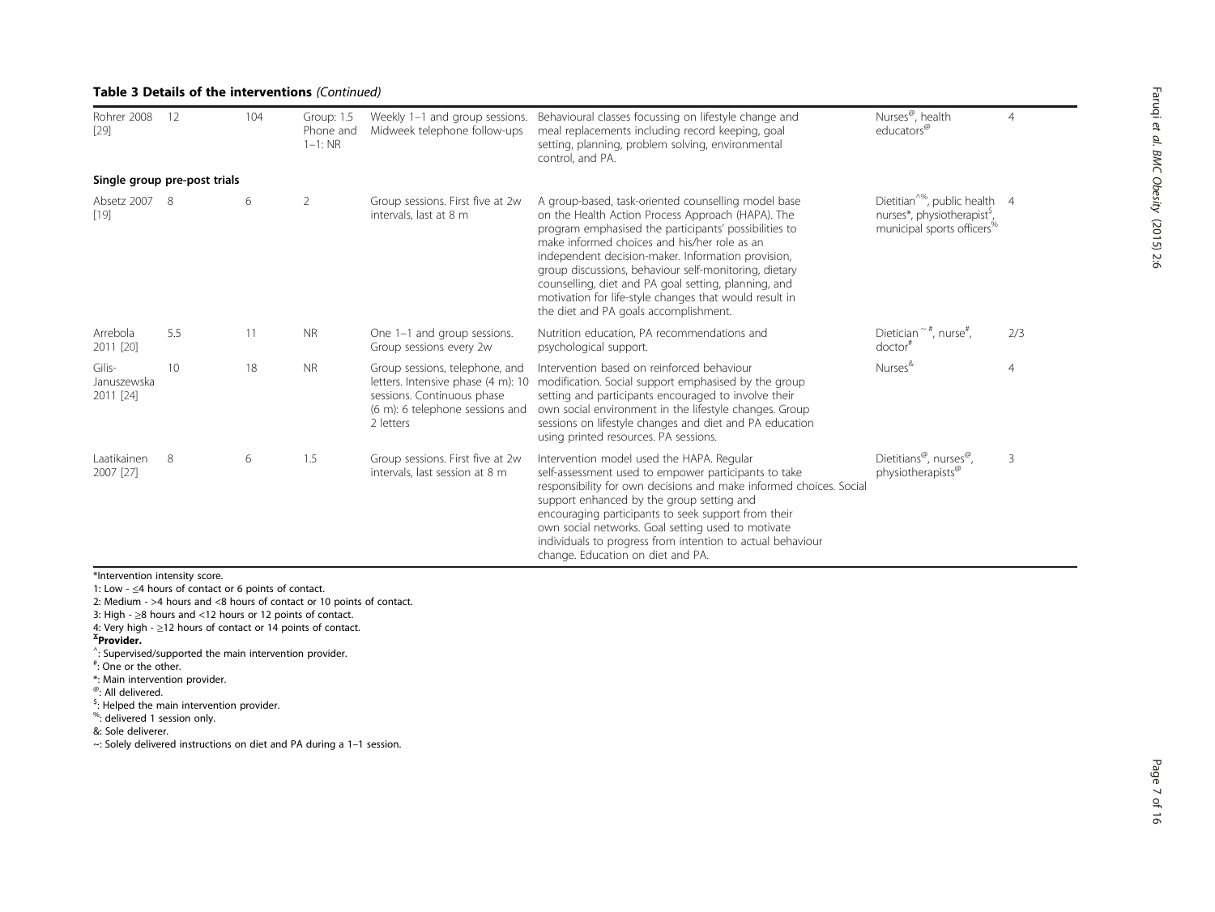**Table 3 Details of the interventions** *(Continued)*

| | | | | | | | |
|---|---|---|---|---|---|---|---|
| Rohrer 2008 [29] | 12 | 104 | Group: 1.5 Phone and 1–1: NR | Weekly 1–1 and group sessions. Midweek telephone follow-ups | Behavioural classes focussing on lifestyle change and meal replacements including record keeping, goal setting, planning, problem solving, environmental control, and PA. | Nurses[@], health educators[@] | 4 |
| **Single group pre-post trials** | | | | | | | |
| Absetz 2007 [19] | 8 | 6 | 2 | Group sessions. First five at 2w intervals, last at 8 m | A group-based, task-oriented counselling model base on the Health Action Process Approach (HAPA). The program emphasised the participants' possibilities to make informed choices and his/her role as an independent decision-maker. Information provision, group discussions, behaviour self-monitoring, dietary counselling, diet and PA goal setting, planning, and motivation for life-style changes that would result in the diet and PA goals accomplishment. | Dietitian[^%], public health nurses*, physiotherapist[$], municipal sports officers[%] | 4 |
| Arrebola 2011 [20] | 5.5 | 11 | NR | One 1–1 and group sessions. Group sessions every 2w | Nutrition education, PA recommendations and psychological support. | Dietician[~#], nurse[#], doctor[#] | 2/3 |
| Gilis-Januszewska 2011 [24] | 10 | 18 | NR | Group sessions, telephone, and letters. Intensive phase (4 m): 10 sessions. Continuous phase (6 m): 6 telephone sessions and 2 letters | Intervention based on reinforced behaviour modification. Social support emphasised by the group setting and participants encouraged to involve their own social environment in the lifestyle changes. Group sessions on lifestyle changes and diet and PA education using printed resources. PA sessions. | Nurses[&] | 4 |
| Laatikainen 2007 [27] | 8 | 6 | 1.5 | Group sessions. First five at 2w intervals, last session at 8 m | Intervention model used the HAPA. Regular self-assessment used to empower participants to take responsibility for own decisions and make informed choices. Social support enhanced by the group setting and encouraging participants to seek support from their own social networks. Goal setting used to motivate individuals to progress from intention to actual behaviour change. Education on diet and PA. | Dietitians[@], nurses[@], physiotherapists[@] | 3 |

*Intervention intensity score.

1: Low - ≤4 hours of contact or 6 points of contact.

2: Medium - >4 hours and <8 hours of contact or 10 points of contact.

3: High - ≥8 hours and <12 hours or 12 points of contact.

4: Very high - ≥12 hours of contact or 14 points of contact.

**[¥]Provider.**

^: Supervised/supported the main intervention provider.

#: One or the other.

*: Main intervention provider.

@: All delivered.

$: Helped the main intervention provider.

%: delivered 1 session only.

&: Sole deliverer.

~: Solely delivered instructions on diet and PA during a 1–1 session.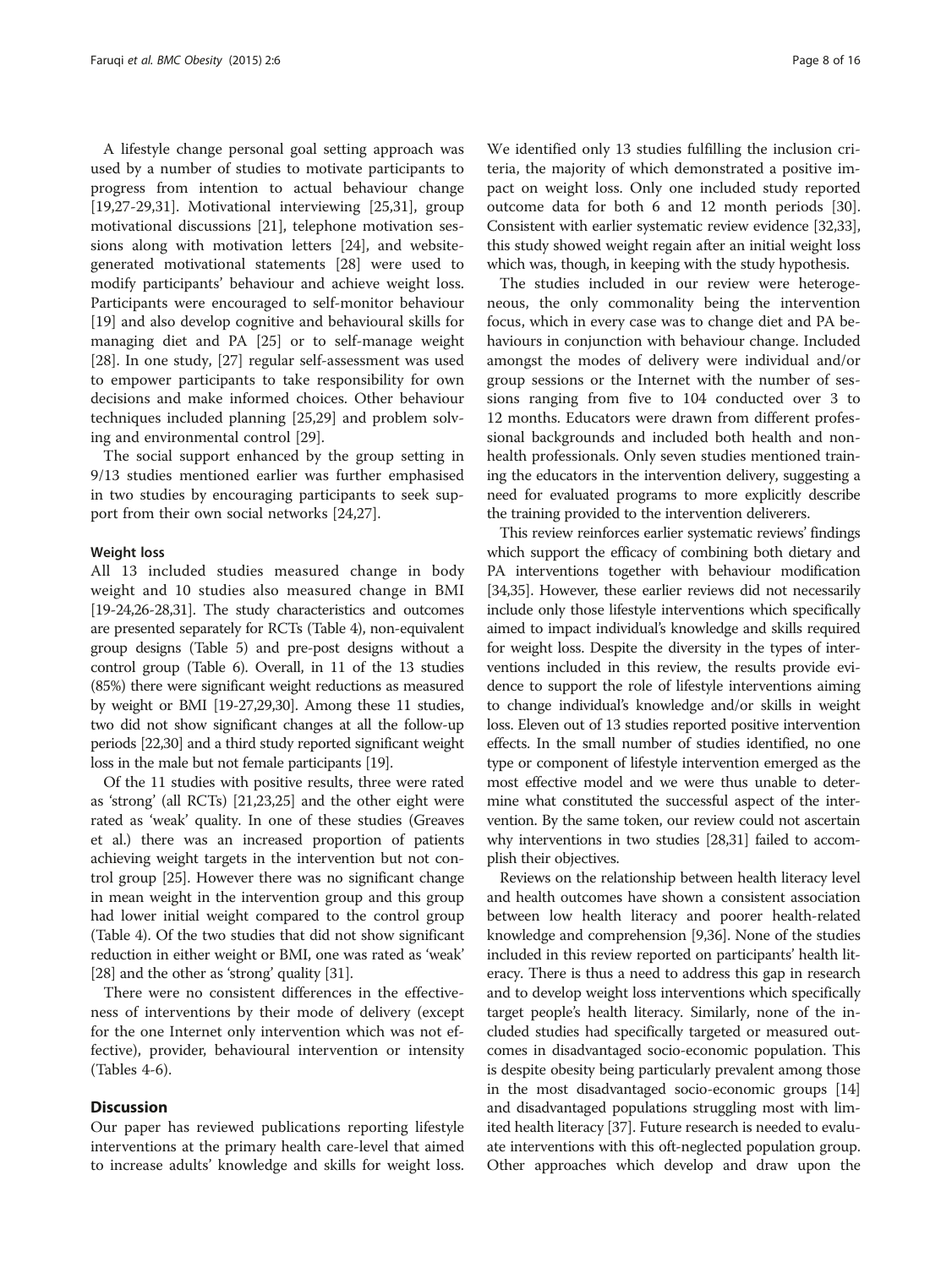A lifestyle change personal goal setting approach was used by a number of studies to motivate participants to progress from intention to actual behaviour change [19,27-29,31]. Motivational interviewing [25,31], group motivational discussions [21], telephone motivation sessions along with motivation letters [24], and website-generated motivational statements [28] were used to modify participants' behaviour and achieve weight loss. Participants were encouraged to self-monitor behaviour [19] and also develop cognitive and behavioural skills for managing diet and PA [25] or to self-manage weight [28]. In one study, [27] regular self-assessment was used to empower participants to take responsibility for own decisions and make informed choices. Other behaviour techniques included planning [25,29] and problem solving and environmental control [29].

The social support enhanced by the group setting in 9/13 studies mentioned earlier was further emphasised in two studies by encouraging participants to seek support from their own social networks [24,27].

#### Weight loss

All 13 included studies measured change in body weight and 10 studies also measured change in BMI [19-24,26-28,31]. The study characteristics and outcomes are presented separately for RCTs (Table 4), non-equivalent group designs (Table 5) and pre-post designs without a control group (Table 6). Overall, in 11 of the 13 studies (85%) there were significant weight reductions as measured by weight or BMI [19-27,29,30]. Among these 11 studies, two did not show significant changes at all the follow-up periods [22,30] and a third study reported significant weight loss in the male but not female participants [19].

Of the 11 studies with positive results, three were rated as 'strong' (all RCTs) [21,23,25] and the other eight were rated as 'weak' quality. In one of these studies (Greaves et al.) there was an increased proportion of patients achieving weight targets in the intervention but not control group [25]. However there was no significant change in mean weight in the intervention group and this group had lower initial weight compared to the control group (Table 4). Of the two studies that did not show significant reduction in either weight or BMI, one was rated as 'weak' [28] and the other as 'strong' quality [31].

There were no consistent differences in the effectiveness of interventions by their mode of delivery (except for the one Internet only intervention which was not effective), provider, behavioural intervention or intensity (Tables 4-6).

## Discussion

Our paper has reviewed publications reporting lifestyle interventions at the primary health care-level that aimed to increase adults' knowledge and skills for weight loss. We identified only 13 studies fulfilling the inclusion criteria, the majority of which demonstrated a positive impact on weight loss. Only one included study reported outcome data for both 6 and 12 month periods [30]. Consistent with earlier systematic review evidence [32,33], this study showed weight regain after an initial weight loss which was, though, in keeping with the study hypothesis.

The studies included in our review were heterogeneous, the only commonality being the intervention focus, which in every case was to change diet and PA behaviours in conjunction with behaviour change. Included amongst the modes of delivery were individual and/or group sessions or the Internet with the number of sessions ranging from five to 104 conducted over 3 to 12 months. Educators were drawn from different professional backgrounds and included both health and non-health professionals. Only seven studies mentioned training the educators in the intervention delivery, suggesting a need for evaluated programs to more explicitly describe the training provided to the intervention deliverers.

This review reinforces earlier systematic reviews' findings which support the efficacy of combining both dietary and PA interventions together with behaviour modification [34,35]. However, these earlier reviews did not necessarily include only those lifestyle interventions which specifically aimed to impact individual's knowledge and skills required for weight loss. Despite the diversity in the types of interventions included in this review, the results provide evidence to support the role of lifestyle interventions aiming to change individual's knowledge and/or skills in weight loss. Eleven out of 13 studies reported positive intervention effects. In the small number of studies identified, no one type or component of lifestyle intervention emerged as the most effective model and we were thus unable to determine what constituted the successful aspect of the intervention. By the same token, our review could not ascertain why interventions in two studies [28,31] failed to accomplish their objectives.

Reviews on the relationship between health literacy level and health outcomes have shown a consistent association between low health literacy and poorer health-related knowledge and comprehension [9,36]. None of the studies included in this review reported on participants' health literacy. There is thus a need to address this gap in research and to develop weight loss interventions which specifically target people's health literacy. Similarly, none of the included studies had specifically targeted or measured outcomes in disadvantaged socio-economic population. This is despite obesity being particularly prevalent among those in the most disadvantaged socio-economic groups [14] and disadvantaged populations struggling most with limited health literacy [37]. Future research is needed to evaluate interventions with this oft-neglected population group. Other approaches which develop and draw upon the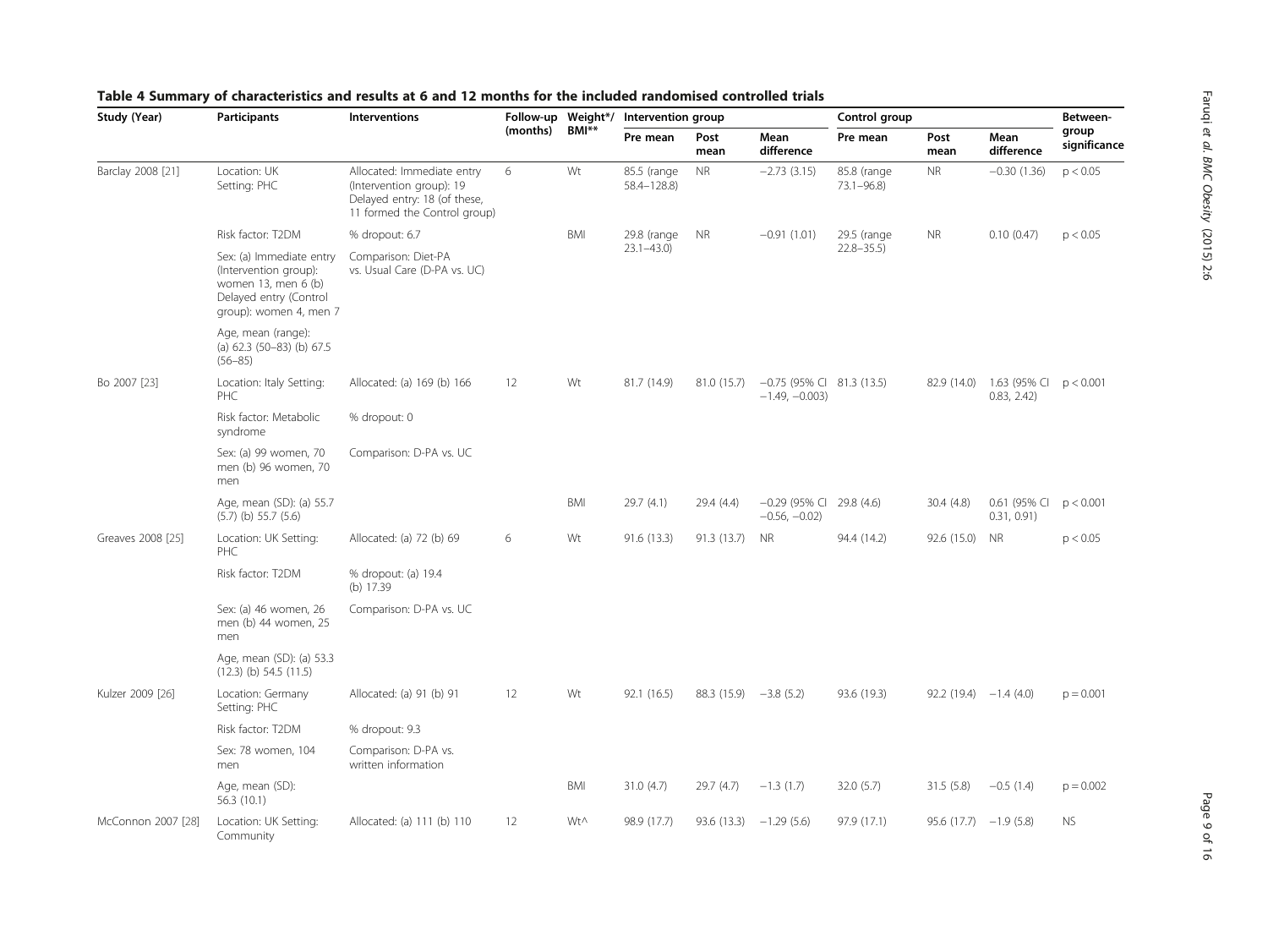**Table 4 Summary of characteristics and results at 6 and 12 months for the included randomised controlled trials**

| Study (Year) | Participants | Interventions | Follow-up (months) | Weight*/ BMI** | Intervention group | | | Control group | | | Between-group significance |
|---|---|---|---|---|---|---|---|---|---|---|---|
| | | | | | Pre mean | Post mean | Mean difference | Pre mean | Post mean | Mean difference | |
| Barclay 2008 [21] | Location: UK Setting: PHC | Allocated: Immediate entry (Intervention group): 19 Delayed entry: 18 (of these, 11 formed the Control group) | 6 | Wt | 85.5 (range 58.4–128.8) | NR | −2.73 (3.15) | 85.8 (range 73.1–96.8) | NR | −0.30 (1.36) | p < 0.05 |
| | Risk factor: T2DM | % dropout: 6.7 | | BMI | 29.8 (range 23.1–43.0) | NR | −0.91 (1.01) | 29.5 (range 22.8–35.5) | NR | 0.10 (0.47) | p < 0.05 |
| | Sex: (a) Immediate entry (Intervention group): women 13, men 6 (b) Delayed entry (Control group): women 4, men 7 | Comparison: Diet-PA vs. Usual Care (D-PA vs. UC) | | | | | | | | | |
| | Age, mean (range): (a) 62.3 (50–83) (b) 67.5 (56–85) | | | | | | | | | | |
| Bo 2007 [23] | Location: Italy Setting: PHC | Allocated: (a) 169 (b) 166 | 12 | Wt | 81.7 (14.9) | 81.0 (15.7) | −0.75 (95% CI −1.49, −0.003) | 81.3 (13.5) | 82.9 (14.0) | 1.63 (95% CI 0.83, 2.42) | p < 0.001 |
| | Risk factor: Metabolic syndrome | % dropout: 0 | | | | | | | | | |
| | Sex: (a) 99 women, 70 men (b) 96 women, 70 men | Comparison: D-PA vs. UC | | | | | | | | | |
| | Age, mean (SD): (a) 55.7 (5.7) (b) 55.7 (5.6) | | | BMI | 29.7 (4.1) | 29.4 (4.4) | −0.29 (95% CI −0.56, −0.02) | 29.8 (4.6) | 30.4 (4.8) | 0.61 (95% CI 0.31, 0.91) | p < 0.001 |
| Greaves 2008 [25] | Location: UK Setting: PHC | Allocated: (a) 72 (b) 69 | 6 | Wt | 91.6 (13.3) | 91.3 (13.7) | NR | 94.4 (14.2) | 92.6 (15.0) | NR | p < 0.05 |
| | Risk factor: T2DM | % dropout: (a) 19.4 (b) 17.39 | | | | | | | | | |
| | Sex: (a) 46 women, 26 men (b) 44 women, 25 men | Comparison: D-PA vs. UC | | | | | | | | | |
| | Age, mean (SD): (a) 53.3 (12.3) (b) 54.5 (11.5) | | | | | | | | | | |
| Kulzer 2009 [26] | Location: Germany Setting: PHC | Allocated: (a) 91 (b) 91 | 12 | Wt | 92.1 (16.5) | 88.3 (15.9) | −3.8 (5.2) | 93.6 (19.3) | 92.2 (19.4) | −1.4 (4.0) | p = 0.001 |
| | Risk factor: T2DM | % dropout: 9.3 | | | | | | | | | |
| | Sex: 78 women, 104 men | Comparison: D-PA vs. written information | | | | | | | | | |
| | Age, mean (SD): 56.3 (10.1) | | | BMI | 31.0 (4.7) | 29.7 (4.7) | −1.3 (1.7) | 32.0 (5.7) | 31.5 (5.8) | −0.5 (1.4) | p = 0.002 |
| McConnon 2007 [28] | Location: UK Setting: Community | Allocated: (a) 111 (b) 110 | 12 | Wt^ | 98.9 (17.7) | 93.6 (13.3) | −1.29 (5.6) | 97.9 (17.1) | 95.6 (17.7) | −1.9 (5.8) | NS |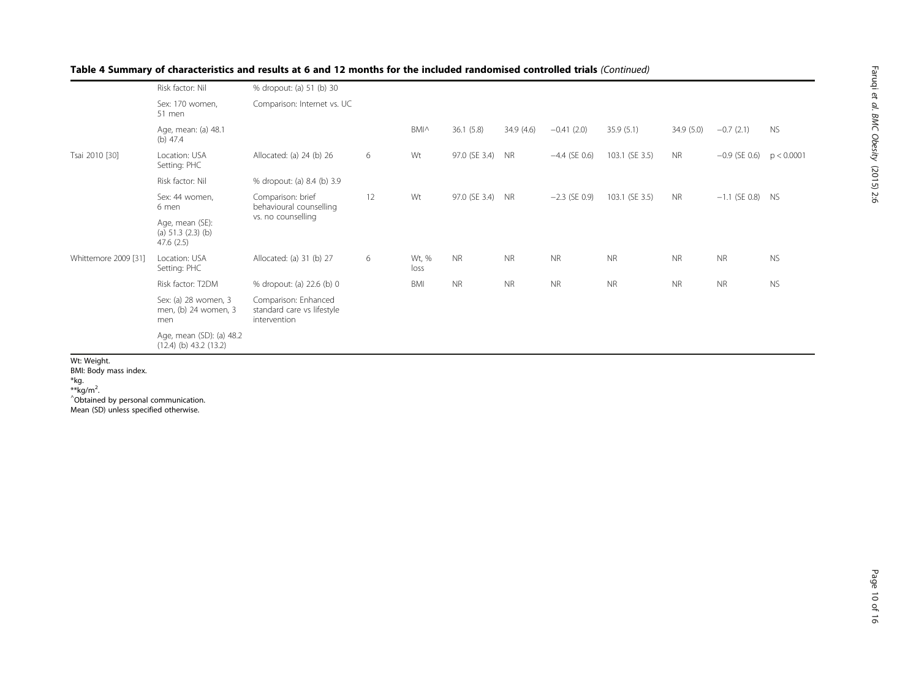**Table 4 Summary of characteristics and results at 6 and 12 months for the included randomised controlled trials** *(Continued)*

| | | | | | | | | | | | | |
|---|---|---|---|---|---|---|---|---|---|---|---|---|
| | Risk factor: Nil | % dropout: (a) 51 (b) 30 | | | | | | | | | | |
| | Sex: 170 women, 51 men | Comparison: Internet vs. UC | | | | | | | | | | |
| | Age, mean: (a) 48.1 (b) 47.4 | | | BMI^ | 36.1 (5.8) | 34.9 (4.6) | −0.41 (2.0) | 35.9 (5.1) | 34.9 (5.0) | −0.7 (2.1) | NS | |
| Tsai 2010 [30] | Location: USA Setting: PHC | Allocated: (a) 24 (b) 26 | 6 | Wt | 97.0 (SE 3.4) | NR | −4.4 (SE 0.6) | 103.1 (SE 3.5) | NR | −0.9 (SE 0.6) | p < 0.0001 | |
| | Risk factor: Nil | % dropout: (a) 8.4 (b) 3.9 | | | | | | | | | | |
| | Sex: 44 women, 6 men | Comparison: brief behavioural counselling vs. no counselling | 12 | Wt | 97.0 (SE 3.4) | NR | −2.3 (SE 0.9) | 103.1 (SE 3.5) | NR | −1.1 (SE 0.8) | NS | |
| | Age, mean (SE): (a) 51.3 (2.3) (b) 47.6 (2.5) | | | | | | | | | | | |
| Whittemore 2009 [31] | Location: USA Setting: PHC | Allocated: (a) 31 (b) 27 | 6 | Wt, % loss | NR | NR | NR | NR | NR | NR | NS | |
| | Risk factor: T2DM | % dropout: (a) 22.6 (b) 0 | | BMI | NR | NR | NR | NR | NR | NR | NS | |
| | Sex: (a) 28 women, 3 men, (b) 24 women, 3 men | Comparison: Enhanced standard care vs lifestyle intervention | | | | | | | | | | |
| | Age, mean (SD): (a) 48.2 (12.4) (b) 43.2 (13.2) | | | | | | | | | | | |

Wt: Weight.
BMI: Body mass index.
*kg.
**kg/m$^2$.
^Obtained by personal communication.
Mean (SD) unless specified otherwise.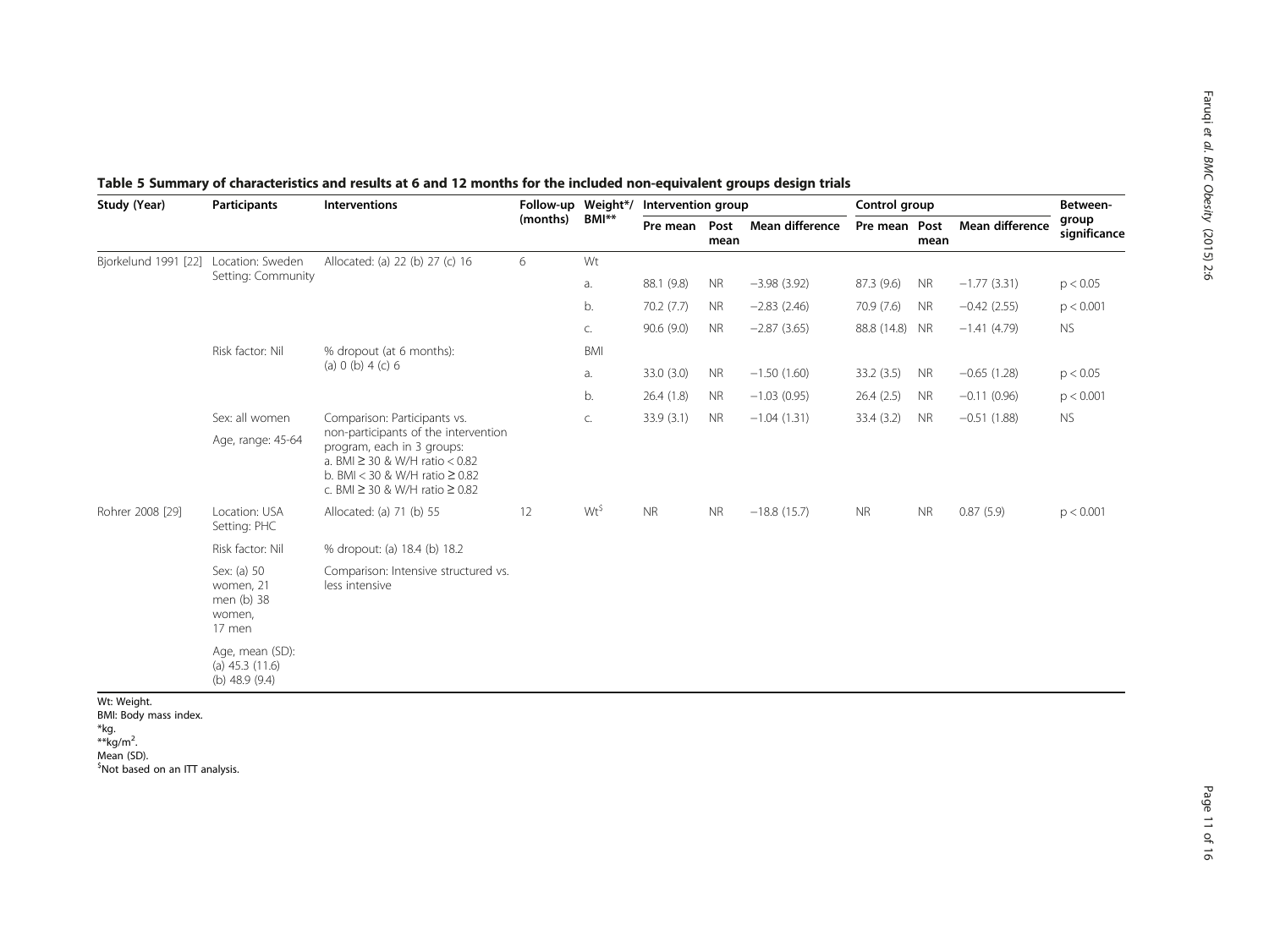**Table 5 Summary of characteristics and results at 6 and 12 months for the included non-equivalent groups design trials**

| Study (Year) | Participants | Interventions | Follow-up (months) | Weight*/ BMI** | Intervention group | | | Control group | | | Between-group significance |
|---|---|---|---|---|---|---|---|---|---|---|---|
| | | | | | Pre mean | Post mean | Mean difference | Pre mean | Post mean | Mean difference | |
| Bjorkelund 1991 [22] | Location: Sweden Setting: Community | Allocated: (a) 22 (b) 27 (c) 16 | 6 | Wt | | | | | | | |
| | | | | a. | 88.1 (9.8) | NR | −3.98 (3.92) | 87.3 (9.6) | NR | −1.77 (3.31) | $p < 0.05$ |
| | | | | b. | 70.2 (7.7) | NR | −2.83 (2.46) | 70.9 (7.6) | NR | −0.42 (2.55) | $p < 0.001$ |
| | | | | c. | 90.6 (9.0) | NR | −2.87 (3.65) | 88.8 (14.8) | NR | −1.41 (4.79) | NS |
| | Risk factor: Nil | % dropout (at 6 months): (a) 0 (b) 4 (c) 6 | | BMI | | | | | | | |
| | | | | a. | 33.0 (3.0) | NR | −1.50 (1.60) | 33.2 (3.5) | NR | −0.65 (1.28) | $p < 0.05$ |
| | | | | b. | 26.4 (1.8) | NR | −1.03 (0.95) | 26.4 (2.5) | NR | −0.11 (0.96) | $p < 0.001$ |
| | Sex: all women | Comparison: Participants vs. non-participants of the intervention program, each in 3 groups: a. BMI ≥ 30 & W/H ratio < 0.82 b. BMI < 30 & W/H ratio ≥ 0.82 c. BMI ≥ 30 & W/H ratio ≥ 0.82 | | c. | 33.9 (3.1) | NR | −1.04 (1.31) | 33.4 (3.2) | NR | −0.51 (1.88) | NS |
| | Age, range: 45-64 | | | | | | | | | | |
| Rohrer 2008 [29] | Location: USA Setting: PHC | Allocated: (a) 71 (b) 55 | 12 | Wt[$] | NR | NR | −18.8 (15.7) | NR | NR | 0.87 (5.9) | $p < 0.001$ |
| | Risk factor: Nil | % dropout: (a) 18.4 (b) 18.2 | | | | | | | | | |
| | Sex: (a) 50 women, 21 men (b) 38 women, 17 men | Comparison: Intensive structured vs. less intensive | | | | | | | | | |
| | Age, mean (SD): (a) 45.3 (11.6) (b) 48.9 (9.4) | | | | | | | | | | |

Wt: Weight.
BMI: Body mass index.
*kg.
**kg/m$^2$.
Mean (SD).
[$]Not based on an ITT analysis.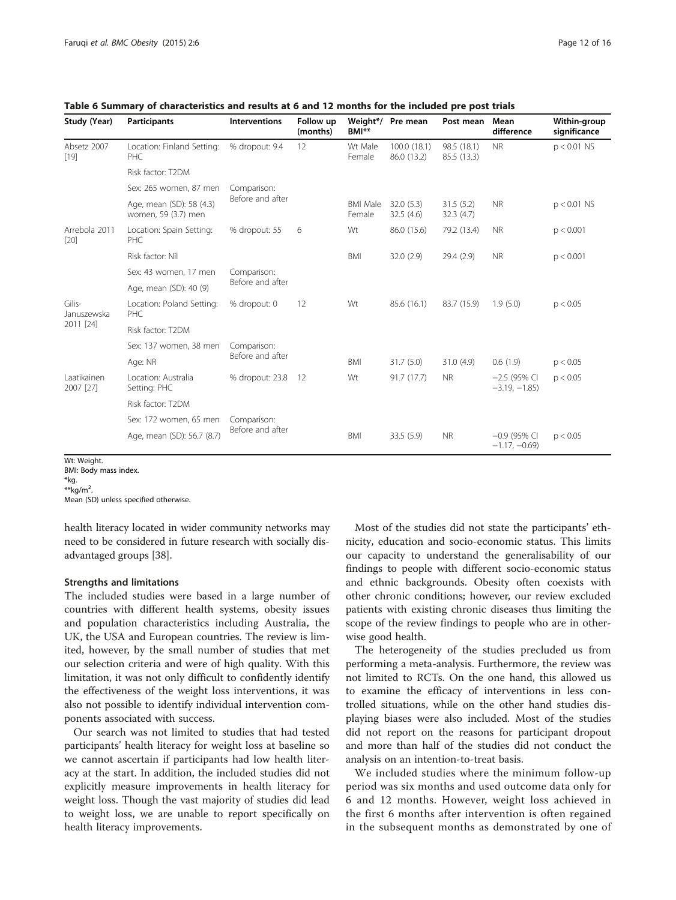**Table 6 Summary of characteristics and results at 6 and 12 months for the included pre post trials**

| Study (Year) | Participants | Interventions | Follow up (months) | Weight*/ BMI** | Pre mean | Post mean | Mean difference | Within-group significance |
|---|---|---|---|---|---|---|---|---|
| Absetz 2007 [19] | Location: Finland Setting: PHC | % dropout: 9.4 | 12 | Wt Male Female | 100.0 (18.1) 86.0 (13.2) | 98.5 (18.1) 85.5 (13.3) | NR | p < 0.01 NS |
| | Risk factor: T2DM | | | | | | | |
| | Sex: 265 women, 87 men | Comparison: Before and after | | | | | | |
| | Age, mean (SD): 58 (4.3) women, 59 (3.7) men | | | BMI Male Female | 32.0 (5.3) 32.5 (4.6) | 31.5 (5.2) 32.3 (4.7) | NR | p < 0.01 NS |
| Arrebola 2011 [20] | Location: Spain Setting: PHC | % dropout: 55 | 6 | Wt | 86.0 (15.6) | 79.2 (13.4) | NR | p < 0.001 |
| | Risk factor: Nil | | | BMI | 32.0 (2.9) | 29.4 (2.9) | NR | p < 0.001 |
| | Sex: 43 women, 17 men | Comparison: Before and after | | | | | | |
| | Age, mean (SD): 40 (9) | | | | | | | |
| Gilis-Januszewska 2011 [24] | Location: Poland Setting: PHC | % dropout: 0 | 12 | Wt | 85.6 (16.1) | 83.7 (15.9) | 1.9 (5.0) | p < 0.05 |
| | Risk factor: T2DM | | | | | | | |
| | Sex: 137 women, 38 men | Comparison: Before and after | | | | | | |
| | Age: NR | | | BMI | 31.7 (5.0) | 31.0 (4.9) | 0.6 (1.9) | p < 0.05 |
| Laatikainen 2007 [27] | Location: Australia Setting: PHC | % dropout: 23.8 | 12 | Wt | 91.7 (17.7) | NR | −2.5 (95% CI −3.19, −1.85) | p < 0.05 |
| | Risk factor: T2DM | | | | | | | |
| | Sex: 172 women, 65 men | Comparison: Before and after | | | | | | |
| | Age, mean (SD): 56.7 (8.7) | | | BMI | 33.5 (5.9) | NR | −0.9 (95% CI −1.17, −0.69) | p < 0.05 |

Wt: Weight.
BMI: Body mass index.
*kg.
**$kg/m^2$.
Mean (SD) unless specified otherwise.

health literacy located in wider community networks may need to be considered in future research with socially disadvantaged groups [38].

### Strengths and limitations

The included studies were based in a large number of countries with different health systems, obesity issues and population characteristics including Australia, the UK, the USA and European countries. The review is limited, however, by the small number of studies that met our selection criteria and were of high quality. With this limitation, it was not only difficult to confidently identify the effectiveness of the weight loss interventions, it was also not possible to identify individual intervention components associated with success.

Our search was not limited to studies that had tested participants' health literacy for weight loss at baseline so we cannot ascertain if participants had low health literacy at the start. In addition, the included studies did not explicitly measure improvements in health literacy for weight loss. Though the vast majority of studies did lead to weight loss, we are unable to report specifically on health literacy improvements.

Most of the studies did not state the participants' ethnicity, education and socio-economic status. This limits our capacity to understand the generalisability of our findings to people with different socio-economic status and ethnic backgrounds. Obesity often coexists with other chronic conditions; however, our review excluded patients with existing chronic diseases thus limiting the scope of the review findings to people who are in otherwise good health.

The heterogeneity of the studies precluded us from performing a meta-analysis. Furthermore, the review was not limited to RCTs. On the one hand, this allowed us to examine the efficacy of interventions in less controlled situations, while on the other hand studies displaying biases were also included. Most of the studies did not report on the reasons for participant dropout and more than half of the studies did not conduct the analysis on an intention-to-treat basis.

We included studies where the minimum follow-up period was six months and used outcome data only for 6 and 12 months. However, weight loss achieved in the first 6 months after intervention is often regained in the subsequent months as demonstrated by one of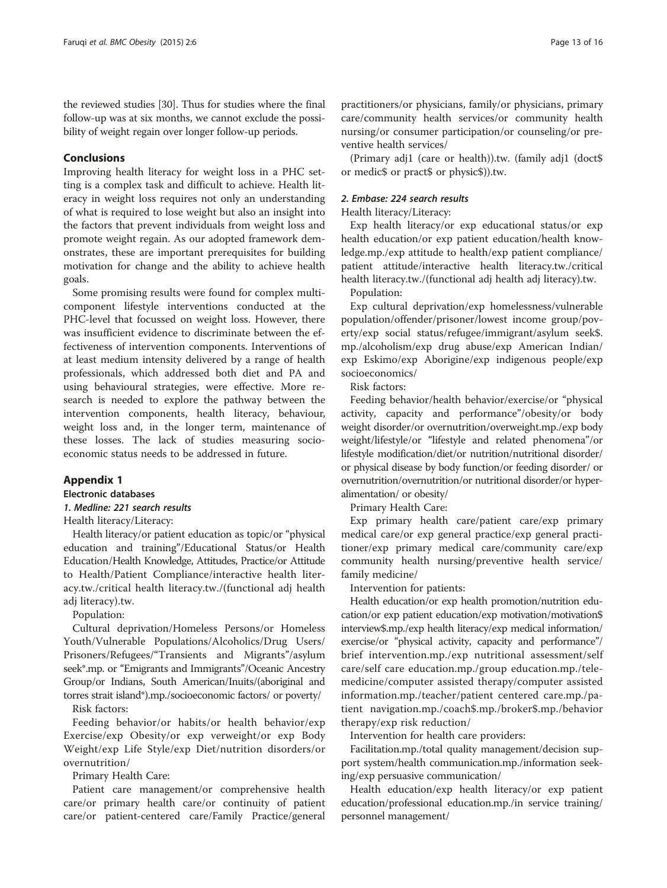the reviewed studies [30]. Thus for studies where the final follow-up was at six months, we cannot exclude the possibility of weight regain over longer follow-up periods.

## Conclusions

Improving health literacy for weight loss in a PHC setting is a complex task and difficult to achieve. Health literacy in weight loss requires not only an understanding of what is required to lose weight but also an insight into the factors that prevent individuals from weight loss and promote weight regain. As our adopted framework demonstrates, these are important prerequisites for building motivation for change and the ability to achieve health goals.

Some promising results were found for complex multi-component lifestyle interventions conducted at the PHC-level that focussed on weight loss. However, there was insufficient evidence to discriminate between the effectiveness of intervention components. Interventions of at least medium intensity delivered by a range of health professionals, which addressed both diet and PA and using behavioural strategies, were effective. More research is needed to explore the pathway between the intervention components, health literacy, behaviour, weight loss and, in the longer term, maintenance of these losses. The lack of studies measuring socio-economic status needs to be addressed in future.

## Appendix 1

### Electronic databases

#### *1. Medline: 221 search results*

Health literacy/Literacy:

Health literacy/or patient education as topic/or "physical education and training"/Educational Status/or Health Education/Health Knowledge, Attitudes, Practice/or Attitude to Health/Patient Compliance/interactive health literacy.tw./critical health literacy.tw./(functional adj health adj literacy).tw.

Population:

Cultural deprivation/Homeless Persons/or Homeless Youth/Vulnerable Populations/Alcoholics/Drug Users/Prisoners/Refugees/"Transients and Migrants"/asylum seek*.mp. or "Emigrants and Immigrants"/Oceanic Ancestry Group/or Indians, South American/Inuits/(aboriginal and torres strait island*).mp./socioeconomic factors/ or poverty/

Risk factors:

Feeding behavior/or habits/or health behavior/exp Exercise/exp Obesity/or exp verweight/or exp Body Weight/exp Life Style/exp Diet/nutrition disorders/or overnutrition/

Primary Health Care:

Patient care management/or comprehensive health care/or primary health care/or continuity of patient care/or patient-centered care/Family Practice/general practitioners/or physicians, family/or physicians, primary care/community health services/or community health nursing/or consumer participation/or counseling/or preventive health services/

(Primary adj1 (care or health)).tw. (family adj1 (doct$ or medic$ or pract$ or physic$)).tw.

#### *2. Embase: 224 search results*

Health literacy/Literacy:

Exp health literacy/or exp educational status/or exp health education/or exp patient education/health knowledge.mp./exp attitude to health/exp patient compliance/patient attitude/interactive health literacy.tw./critical health literacy.tw./(functional adj health adj literacy).tw.

Population:

Exp cultural deprivation/exp homelessness/vulnerable population/offender/prisoner/lowest income group/poverty/exp social status/refugee/immigrant/asylum seek$.mp./alcoholism/exp drug abuse/exp American Indian/exp Eskimo/exp Aborigine/exp indigenous people/exp socioeconomics/

Risk factors:

Feeding behavior/health behavior/exercise/or "physical activity, capacity and performance"/obesity/or body weight disorder/or overnutrition/overweight.mp./exp body weight/lifestyle/or "lifestyle and related phenomena"/or lifestyle modification/diet/or nutrition/nutritional disorder/or physical disease by body function/or feeding disorder/ or overnutrition/overnutrition/or nutritional disorder/or hyperalimentation/ or obesity/

Primary Health Care:

Exp primary health care/patient care/exp primary medical care/or exp general practice/exp general practitioner/exp primary medical care/community care/exp community health nursing/preventive health service/family medicine/

Intervention for patients:

Health education/or exp health promotion/nutrition education/or exp patient education/exp motivation/motivation$ interview$.mp./exp health literacy/exp medical information/exercise/or "physical activity, capacity and performance"/brief intervention.mp./exp nutritional assessment/self care/self care education.mp./group education.mp./telemedicine/computer assisted therapy/computer assisted information.mp./teacher/patient centered care.mp./patient navigation.mp./coach$.mp./broker$.mp./behavior therapy/exp risk reduction/

Intervention for health care providers:

Facilitation.mp./total quality management/decision support system/health communication.mp./information seeking/exp persuasive communication/

Health education/exp health literacy/or exp patient education/professional education.mp./in service training/personnel management/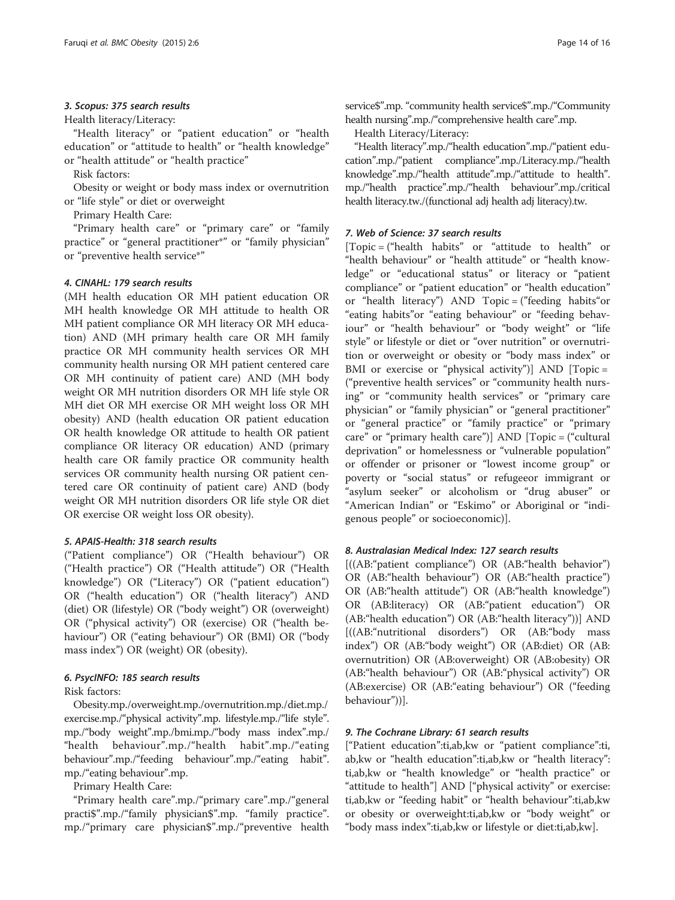#### 3. Scopus: 375 search results

Health literacy/Literacy:

"Health literacy" or "patient education" or "health education" or "attitude to health" or "health knowledge" or "health attitude" or "health practice"

Risk factors:

Obesity or weight or body mass index or overnutrition or "life style" or diet or overweight

Primary Health Care:

"Primary health care" or "primary care" or "family practice" or "general practitioner*" or "family physician" or "preventive health service*"

#### 4. CINAHL: 179 search results

(MH health education OR MH patient education OR MH health knowledge OR MH attitude to health OR MH patient compliance OR MH literacy OR MH education) AND (MH primary health care OR MH family practice OR MH community health services OR MH community health nursing OR MH patient centered care OR MH continuity of patient care) AND (MH body weight OR MH nutrition disorders OR MH life style OR MH diet OR MH exercise OR MH weight loss OR MH obesity) AND (health education OR patient education OR health knowledge OR attitude to health OR patient compliance OR literacy OR education) AND (primary health care OR family practice OR community health services OR community health nursing OR patient centered care OR continuity of patient care) AND (body weight OR MH nutrition disorders OR life style OR diet OR exercise OR weight loss OR obesity).

#### 5. APAIS-Health: 318 search results

("Patient compliance") OR ("Health behaviour") OR ("Health practice") OR ("Health attitude") OR ("Health knowledge") OR ("Literacy") OR ("patient education") OR ("health education") OR ("health literacy") AND (diet) OR (lifestyle) OR ("body weight") OR (overweight) OR ("physical activity") OR (exercise) OR ("health behaviour") OR ("eating behaviour") OR (BMI) OR ("body mass index") OR (weight) OR (obesity).

#### 6. PsycINFO: 185 search results

Risk factors:

Obesity.mp./overweight.mp./overnutrition.mp./diet.mp./exercise.mp./"physical activity".mp. lifestyle.mp./"life style".mp./"body weight".mp./bmi.mp./"body mass index".mp./"health behaviour".mp./"health habit".mp./"eating behaviour".mp./"feeding behaviour".mp./"eating habit".mp./"eating behaviour".mp.

Primary Health Care:

"Primary health care".mp./"primary care".mp./"general practi$".mp./"family physician$".mp. "family practice".mp./"primary care physician$".mp./"preventive health service$".mp. "community health service$".mp./"Community health nursing".mp./"comprehensive health care".mp.

Health Literacy/Literacy:

"Health literacy".mp./"health education".mp./"patient education".mp./"patient compliance".mp./Literacy.mp./"health knowledge".mp./"health attitude".mp./"attitude to health".mp./"health practice".mp./"health behaviour".mp./critical health literacy.tw./(functional adj health adj literacy).tw.

#### 7. Web of Science: 37 search results

[Topic = ("health habits" or "attitude to health" or "health behaviour" or "health attitude" or "health knowledge" or "educational status" or literacy or "patient compliance" or "patient education" or "health education" or "health literacy") AND Topic = ("feeding habits"or "eating habits"or "eating behaviour" or "feeding behaviour" or "health behaviour" or "body weight" or "life style" or lifestyle or diet or "over nutrition" or overnutrition or overweight or obesity or "body mass index" or BMI or exercise or "physical activity")] AND [Topic = ("preventive health services" or "community health nursing" or "community health services" or "primary care physician" or "family physician" or "general practitioner" or "general practice" or "family practice" or "primary care" or "primary health care")] AND [Topic = ("cultural deprivation" or homelessness or "vulnerable population" or offender or prisoner or "lowest income group" or poverty or "social status" or refugeeor immigrant or "asylum seeker" or alcoholism or "drug abuser" or "American Indian" or "Eskimo" or Aboriginal or "indigenous people" or socioeconomic)].

#### 8. Australasian Medical Index: 127 search results

[((AB:"patient compliance") OR (AB:"health behavior") OR (AB:"health behaviour") OR (AB:"health practice") OR (AB:"health attitude") OR (AB:"health knowledge") OR (AB:literacy) OR (AB:"patient education") OR (AB:"health education") OR (AB:"health literacy"))] AND [((AB:"nutritional disorders") OR (AB:"body mass index") OR (AB:"body weight") OR (AB:diet) OR (AB: overnutrition) OR (AB:overweight) OR (AB:obesity) OR (AB:"health behaviour") OR (AB:"physical activity") OR (AB:exercise) OR (AB:"eating behaviour") OR ("feeding behaviour"))].

#### 9. The Cochrane Library: 61 search results

["Patient education":ti,ab,kw or "patient compliance":ti,ab,kw or "health education":ti,ab,kw or "health literacy":ti,ab,kw or "health knowledge" or "health practice" or "attitude to health"] AND ["physical activity" or exercise:ti,ab,kw or "feeding habit" or "health behaviour":ti,ab,kw or obesity or overweight:ti,ab,kw or "body weight" or "body mass index":ti,ab,kw or lifestyle or diet:ti,ab,kw].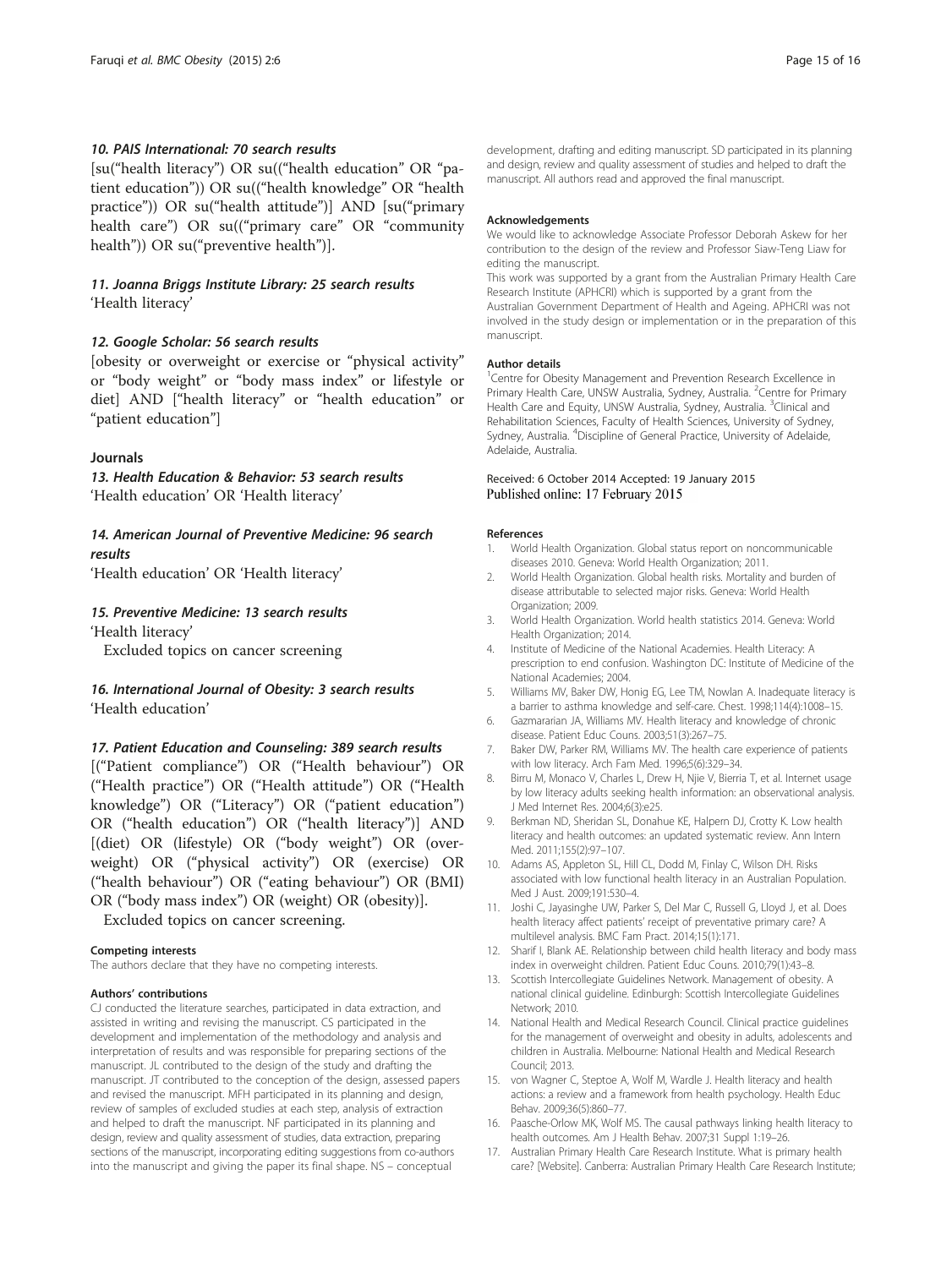#### 10. PAIS International: 70 search results

[su("health literacy") OR su(("health education" OR "patient education")) OR su(("health knowledge" OR "health practice")) OR su("health attitude")] AND [su("primary health care") OR su(("primary care" OR "community health")) OR su("preventive health")].

#### 11. Joanna Briggs Institute Library: 25 search results

'Health literacy'

#### 12. Google Scholar: 56 search results

[obesity or overweight or exercise or "physical activity" or "body weight" or "body mass index" or lifestyle or diet] AND ["health literacy" or "health education" or "patient education"]

### Journals

#### 13. Health Education & Behavior: 53 search results

'Health education' OR 'Health literacy'

#### 14. American Journal of Preventive Medicine: 96 search results

'Health education' OR 'Health literacy'

#### 15. Preventive Medicine: 13 search results

'Health literacy'

Excluded topics on cancer screening

#### 16. International Journal of Obesity: 3 search results

'Health education'

#### 17. Patient Education and Counseling: 389 search results

[("Patient compliance") OR ("Health behaviour") OR ("Health practice") OR ("Health attitude") OR ("Health knowledge") OR ("Literacy") OR ("patient education") OR ("health education") OR ("health literacy")] AND [(diet) OR (lifestyle) OR ("body weight") OR (overweight) OR ("physical activity") OR (exercise) OR ("health behaviour") OR ("eating behaviour") OR (BMI) OR ("body mass index") OR (weight) OR (obesity)].

Excluded topics on cancer screening.

#### Competing interests

The authors declare that they have no competing interests.

#### Authors' contributions

CJ conducted the literature searches, participated in data extraction, and assisted in writing and revising the manuscript. CS participated in the development and implementation of the methodology and analysis and interpretation of results and was responsible for preparing sections of the manuscript. JL contributed to the design of the study and drafting the manuscript. JT contributed to the conception of the design, assessed papers and revised the manuscript. MFH participated in its planning and design, review of samples of excluded studies at each step, analysis of extraction and helped to draft the manuscript. NF participated in its planning and design, review and quality assessment of studies, data extraction, preparing sections of the manuscript, incorporating editing suggestions from co-authors into the manuscript and giving the paper its final shape. NS – conceptual development, drafting and editing manuscript. SD participated in its planning and design, review and quality assessment of studies and helped to draft the manuscript. All authors read and approved the final manuscript.

#### Acknowledgements

We would like to acknowledge Associate Professor Deborah Askew for her contribution to the design of the review and Professor Siaw-Teng Liaw for editing the manuscript.

This work was supported by a grant from the Australian Primary Health Care Research Institute (APHCRI) which is supported by a grant from the Australian Government Department of Health and Ageing. APHCRI was not involved in the study design or implementation or in the preparation of this manuscript.

#### Author details

[1]Centre for Obesity Management and Prevention Research Excellence in Primary Health Care, UNSW Australia, Sydney, Australia. [2]Centre for Primary Health Care and Equity, UNSW Australia, Sydney, Australia. [3]Clinical and Rehabilitation Sciences, Faculty of Health Sciences, University of Sydney, Sydney, Australia. [4]Discipline of General Practice, University of Adelaide, Adelaide, Australia.

Received: 6 October 2014 Accepted: 19 January 2015
Published online: 17 February 2015

#### References

1. World Health Organization. Global status report on noncommunicable diseases 2010. Geneva: World Health Organization; 2011.
2. World Health Organization. Global health risks. Mortality and burden of disease attributable to selected major risks. Geneva: World Health Organization; 2009.
3. World Health Organization. World health statistics 2014. Geneva: World Health Organization; 2014.
4. Institute of Medicine of the National Academies. Health Literacy: A prescription to end confusion. Washington DC: Institute of Medicine of the National Academies; 2004.
5. Williams MV, Baker DW, Honig EG, Lee TM, Nowlan A. Inadequate literacy is a barrier to asthma knowledge and self-care. Chest. 1998;114(4):1008–15.
6. Gazmararian JA, Williams MV. Health literacy and knowledge of chronic disease. Patient Educ Couns. 2003;51(3):267–75.
7. Baker DW, Parker RM, Williams MV. The health care experience of patients with low literacy. Arch Fam Med. 1996;5(6):329–34.
8. Birru M, Monaco V, Charles L, Drew H, Njie V, Bierria T, et al. Internet usage by low literacy adults seeking health information: an observational analysis. J Med Internet Res. 2004;6(3):e25.
9. Berkman ND, Sheridan SL, Donahue KE, Halpern DJ, Crotty K. Low health literacy and health outcomes: an updated systematic review. Ann Intern Med. 2011;155(2):97–107.
10. Adams AS, Appleton SL, Hill CL, Dodd M, Finlay C, Wilson DH. Risks associated with low functional health literacy in an Australian Population. Med J Aust. 2009;191:530–4.
11. Joshi C, Jayasinghe UW, Parker S, Del Mar C, Russell G, Lloyd J, et al. Does health literacy affect patients' receipt of preventative primary care? A multilevel analysis. BMC Fam Pract. 2014;15(1):171.
12. Sharif I, Blank AE. Relationship between child health literacy and body mass index in overweight children. Patient Educ Couns. 2010;79(1):43–8.
13. Scottish Intercollegiate Guidelines Network. Management of obesity. A national clinical guideline. Edinburgh: Scottish Intercollegiate Guidelines Network; 2010.
14. National Health and Medical Research Council. Clinical practice guidelines for the management of overweight and obesity in adults, adolescents and children in Australia. Melbourne: National Health and Medical Research Council; 2013.
15. von Wagner C, Steptoe A, Wolf M, Wardle J. Health literacy and health actions: a review and a framework from health psychology. Health Educ Behav. 2009;36(5):860–77.
16. Paasche-Orlow MK, Wolf MS. The causal pathways linking health literacy to health outcomes. Am J Health Behav. 2007;31 Suppl 1:19–26.
17. Australian Primary Health Care Research Institute. What is primary health care? [Website]. Canberra: Australian Primary Health Care Research Institute;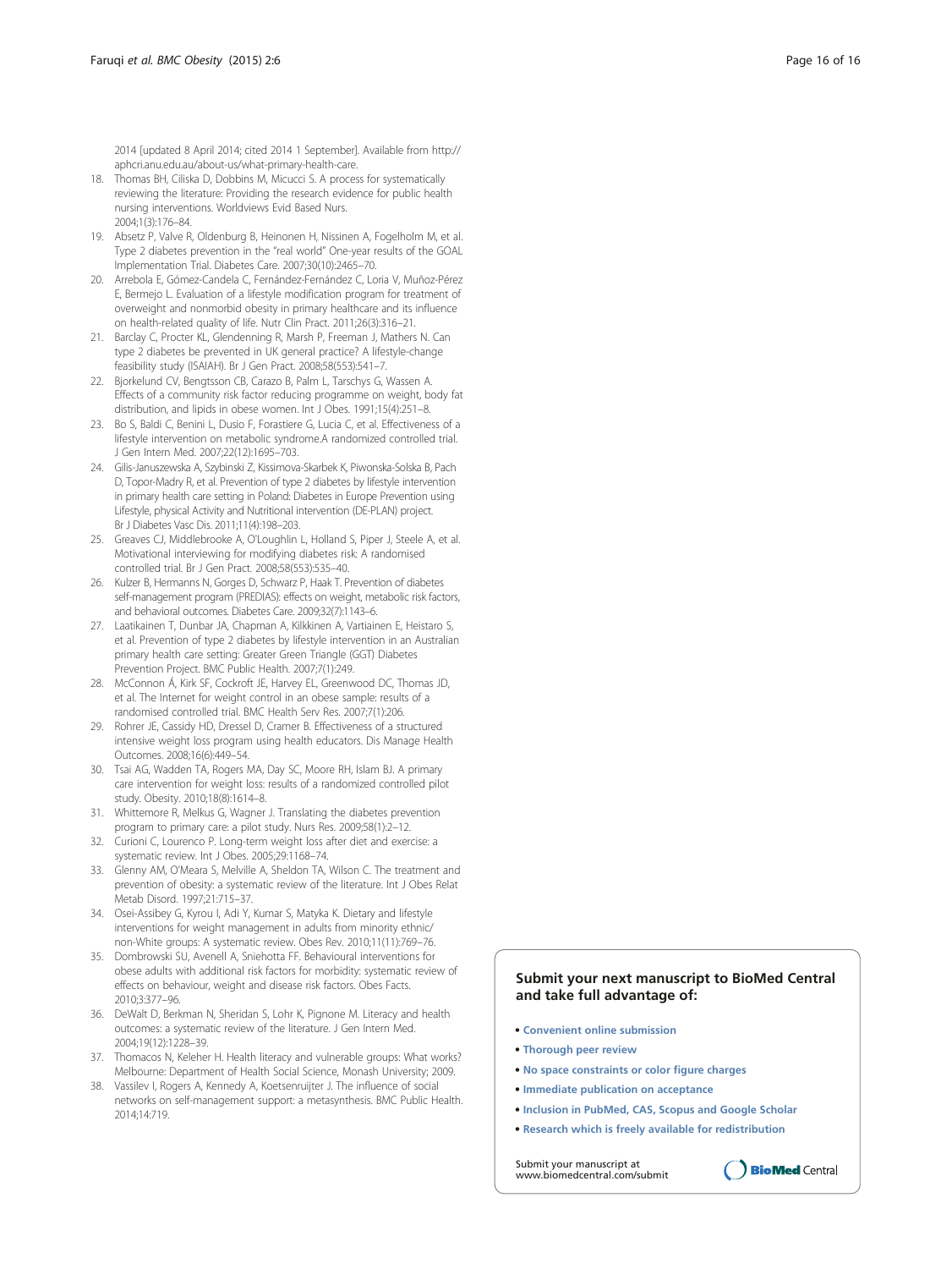2014 [updated 8 April 2014; cited 2014 1 September]. Available from http://aphcri.anu.edu.au/about-us/what-primary-health-care.

18. Thomas BH, Ciliska D, Dobbins M, Micucci S. A process for systematically reviewing the literature: Providing the research evidence for public health nursing interventions. Worldviews Evid Based Nurs. 2004;1(3):176–84.
19. Absetz P, Valve R, Oldenburg B, Heinonen H, Nissinen A, Fogelholm M, et al. Type 2 diabetes prevention in the "real world" One-year results of the GOAL Implementation Trial. Diabetes Care. 2007;30(10):2465–70.
20. Arrebola E, Gómez-Candela C, Fernández-Fernández C, Loria V, Muñoz-Pérez E, Bermejo L. Evaluation of a lifestyle modification program for treatment of overweight and nonmorbid obesity in primary healthcare and its influence on health-related quality of life. Nutr Clin Pract. 2011;26(3):316–21.
21. Barclay C, Procter KL, Glendenning R, Marsh P, Freeman J, Mathers N. Can type 2 diabetes be prevented in UK general practice? A lifestyle-change feasibility study (ISAIAH). Br J Gen Pract. 2008;58(553):541–7.
22. Bjorkelund CV, Bengtsson CB, Carazo B, Palm L, Tarschys G, Wassen A. Effects of a community risk factor reducing programme on weight, body fat distribution, and lipids in obese women. Int J Obes. 1991;15(4):251–8.
23. Bo S, Baldi C, Benini L, Dusio F, Forastiere G, Lucia C, et al. Effectiveness of a lifestyle intervention on metabolic syndrome.A randomized controlled trial. J Gen Intern Med. 2007;22(12):1695–703.
24. Gilis-Januszewska A, Szybinski Z, Kissimova-Skarbek K, Piwonska-Solska B, Pach D, Topor-Madry R, et al. Prevention of type 2 diabetes by lifestyle intervention in primary health care setting in Poland: Diabetes in Europe Prevention using Lifestyle, physical Activity and Nutritional intervention (DE-PLAN) project. Br J Diabetes Vasc Dis. 2011;11(4):198–203.
25. Greaves CJ, Middlebrooke A, O'Loughlin L, Holland S, Piper J, Steele A, et al. Motivational interviewing for modifying diabetes risk: A randomised controlled trial. Br J Gen Pract. 2008;58(553):535–40.
26. Kulzer B, Hermanns N, Gorges D, Schwarz P, Haak T. Prevention of diabetes self-management program (PREDIAS): effects on weight, metabolic risk factors, and behavioral outcomes. Diabetes Care. 2009;32(7):1143–6.
27. Laatikainen T, Dunbar JA, Chapman A, Kilkkinen A, Vartiainen E, Heistaro S, et al. Prevention of type 2 diabetes by lifestyle intervention in an Australian primary health care setting: Greater Green Triangle (GGT) Diabetes Prevention Project. BMC Public Health. 2007;7(1):249.
28. McConnon Á, Kirk SF, Cockroft JE, Harvey EL, Greenwood DC, Thomas JD, et al. The Internet for weight control in an obese sample: results of a randomised controlled trial. BMC Health Serv Res. 2007;7(1):206.
29. Rohrer JE, Cassidy HD, Dressel D, Cramer B. Effectiveness of a structured intensive weight loss program using health educators. Dis Manage Health Outcomes. 2008;16(6):449–54.
30. Tsai AG, Wadden TA, Rogers MA, Day SC, Moore RH, Islam BJ. A primary care intervention for weight loss: results of a randomized controlled pilot study. Obesity. 2010;18(8):1614–8.
31. Whittemore R, Melkus G, Wagner J. Translating the diabetes prevention program to primary care: a pilot study. Nurs Res. 2009;58(1):2–12.
32. Curioni C, Lourenco P. Long-term weight loss after diet and exercise: a systematic review. Int J Obes. 2005;29:1168–74.
33. Glenny AM, O'Meara S, Melville A, Sheldon TA, Wilson C. The treatment and prevention of obesity: a systematic review of the literature. Int J Obes Relat Metab Disord. 1997;21:715–37.
34. Osei-Assibey G, Kyrou I, Adi Y, Kumar S, Matyka K. Dietary and lifestyle interventions for weight management in adults from minority ethnic/non-White groups: A systematic review. Obes Rev. 2010;11(11):769–76.
35. Dombrowski SU, Avenell A, Sniehotta FF. Behavioural interventions for obese adults with additional risk factors for morbidity: systematic review of effects on behaviour, weight and disease risk factors. Obes Facts. 2010;3:377–96.
36. DeWalt D, Berkman N, Sheridan S, Lohr K, Pignone M. Literacy and health outcomes: a systematic review of the literature. J Gen Intern Med. 2004;19(12):1228–39.
37. Thomacos N, Keleher H. Health literacy and vulnerable groups: What works? Melbourne: Department of Health Social Science, Monash University; 2009.
38. Vassilev I, Rogers A, Kennedy A, Koetsenruijter J. The influence of social networks on self-management support: a metasynthesis. BMC Public Health. 2014;14:719.

**Submit your next manuscript to BioMed Central and take full advantage of:**

- **Convenient online submission**
- **Thorough peer review**
- **No space constraints or color figure charges**
- **Immediate publication on acceptance**
- **Inclusion in PubMed, CAS, Scopus and Google Scholar**
- **Research which is freely available for redistribution**

Submit your manuscript at
www.biomedcentral.com/submit

BioMed Central